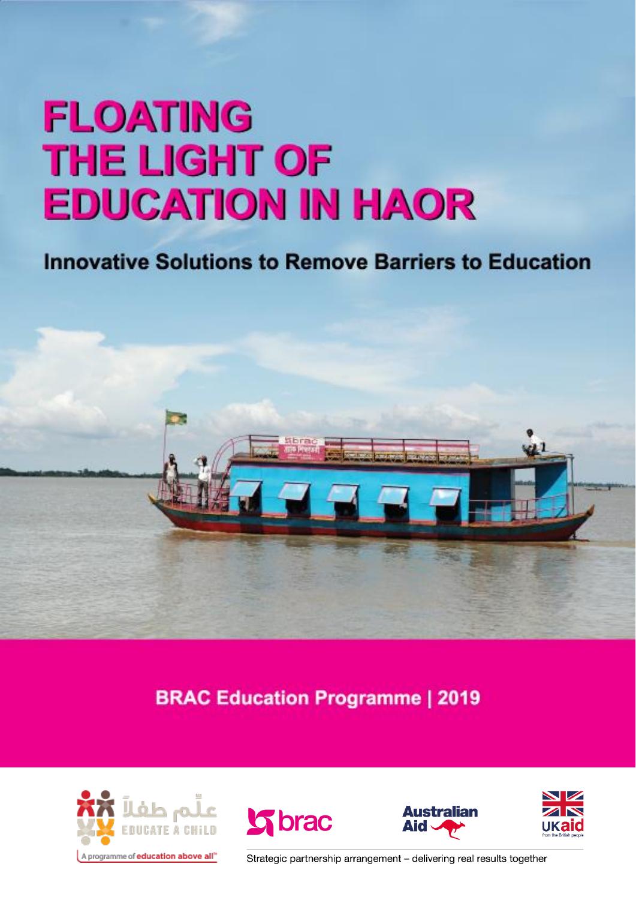# FLOATING THE LIGHT OF EDUCATION IN HAOR

## Innovative Solutions to Remove Barriers to Education

**BRAC Education Programme | 2019**

EDUCATE A CHILD

A programme of education above all

brac

Australian Aid

UKaid from the British people

Strategic partnership arrangement – delivering real results together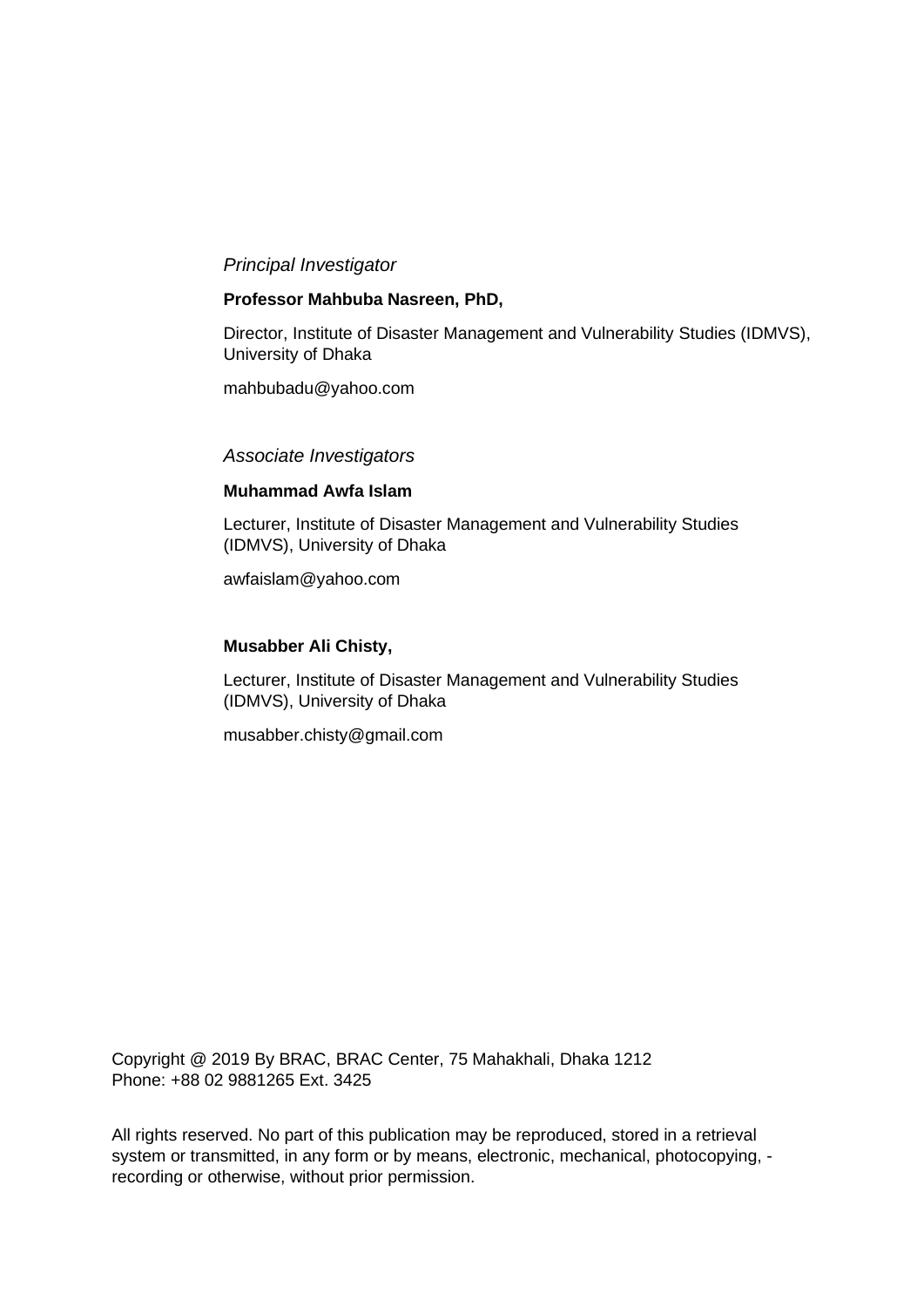*Principal Investigator*

**Professor Mahbuba Nasreen, PhD,**

Director, Institute of Disaster Management and Vulnerability Studies (IDMVS), University of Dhaka

mahbubadu@yahoo.com

*Associate Investigators*

**Muhammad Awfa Islam**

Lecturer, Institute of Disaster Management and Vulnerability Studies (IDMVS), University of Dhaka

awfaislam@yahoo.com

**Musabber Ali Chisty,**

Lecturer, Institute of Disaster Management and Vulnerability Studies (IDMVS), University of Dhaka

musabber.chisty@gmail.com

Copyright @ 2019 By BRAC, BRAC Center, 75 Mahakhali, Dhaka 1212
Phone: +88 02 9881265 Ext. 3425

All rights reserved. No part of this publication may be reproduced, stored in a retrieval system or transmitted, in any form or by means, electronic, mechanical, photocopying, - recording or otherwise, without prior permission.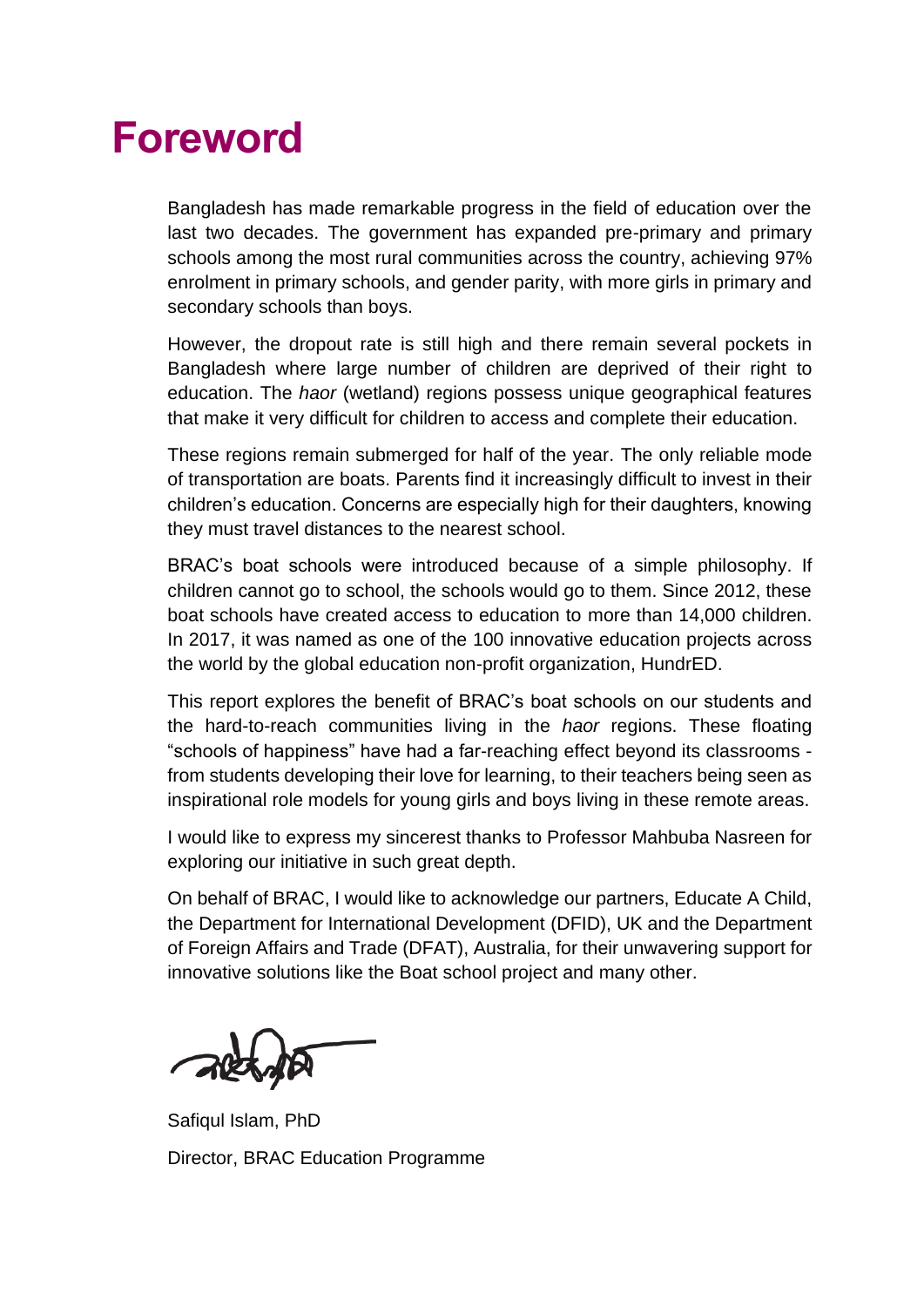# Foreword

Bangladesh has made remarkable progress in the field of education over the last two decades. The government has expanded pre-primary and primary schools among the most rural communities across the country, achieving 97% enrolment in primary schools, and gender parity, with more girls in primary and secondary schools than boys.

However, the dropout rate is still high and there remain several pockets in Bangladesh where large number of children are deprived of their right to education. The *haor* (wetland) regions possess unique geographical features that make it very difficult for children to access and complete their education.

These regions remain submerged for half of the year. The only reliable mode of transportation are boats. Parents find it increasingly difficult to invest in their children's education. Concerns are especially high for their daughters, knowing they must travel distances to the nearest school.

BRAC's boat schools were introduced because of a simple philosophy. If children cannot go to school, the schools would go to them. Since 2012, these boat schools have created access to education to more than 14,000 children. In 2017, it was named as one of the 100 innovative education projects across the world by the global education non-profit organization, HundrED.

This report explores the benefit of BRAC's boat schools on our students and the hard-to-reach communities living in the *haor* regions. These floating "schools of happiness" have had a far-reaching effect beyond its classrooms - from students developing their love for learning, to their teachers being seen as inspirational role models for young girls and boys living in these remote areas.

I would like to express my sincerest thanks to Professor Mahbuba Nasreen for exploring our initiative in such great depth.

On behalf of BRAC, I would like to acknowledge our partners, Educate A Child, the Department for International Development (DFID), UK and the Department of Foreign Affairs and Trade (DFAT), Australia, for their unwavering support for innovative solutions like the Boat school project and many other.

Safiqul Islam, PhD

Director, BRAC Education Programme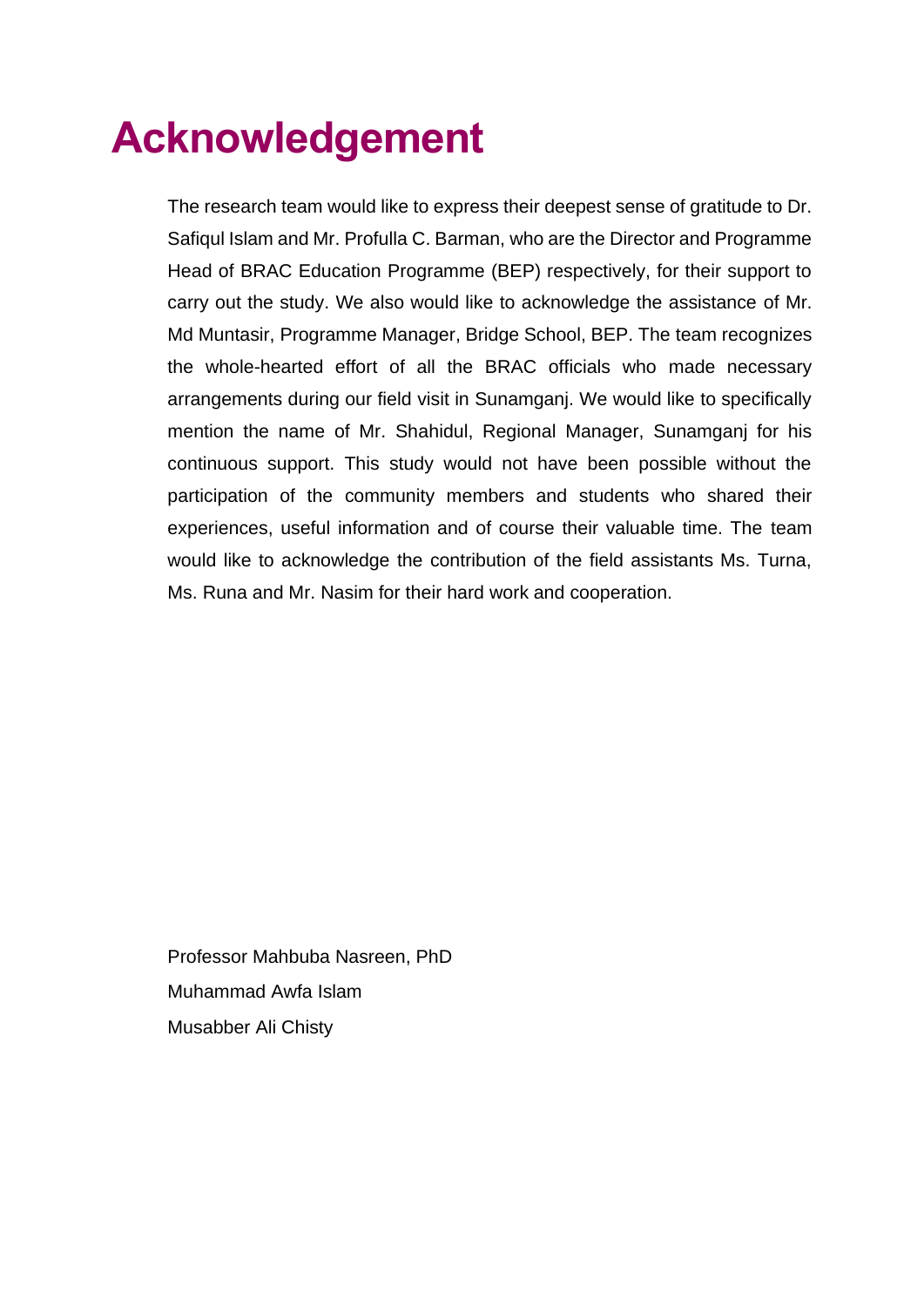# Acknowledgement

The research team would like to express their deepest sense of gratitude to Dr. Safiqul Islam and Mr. Profulla C. Barman, who are the Director and Programme Head of BRAC Education Programme (BEP) respectively, for their support to carry out the study. We also would like to acknowledge the assistance of Mr. Md Muntasir, Programme Manager, Bridge School, BEP. The team recognizes the whole-hearted effort of all the BRAC officials who made necessary arrangements during our field visit in Sunamganj. We would like to specifically mention the name of Mr. Shahidul, Regional Manager, Sunamganj for his continuous support. This study would not have been possible without the participation of the community members and students who shared their experiences, useful information and of course their valuable time. The team would like to acknowledge the contribution of the field assistants Ms. Turna, Ms. Runa and Mr. Nasim for their hard work and cooperation.

Professor Mahbuba Nasreen, PhD

Muhammad Awfa Islam

Musabber Ali Chisty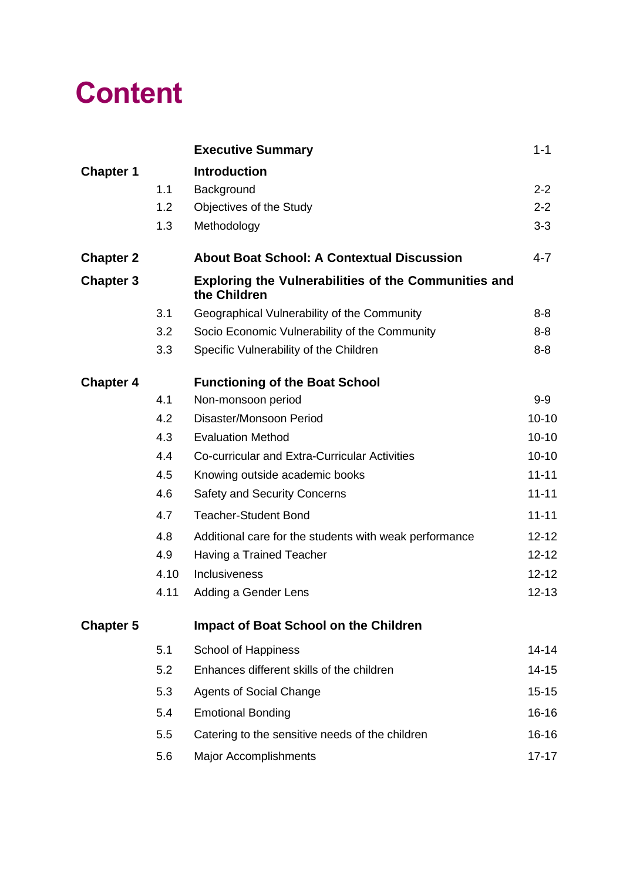# Content

| | | | |
|---|---|---|---|
| | | **Executive Summary** | 1-1 |
| **Chapter 1** | | **Introduction** | |
| | 1.1 | Background | 2-2 |
| | 1.2 | Objectives of the Study | 2-2 |
| | 1.3 | Methodology | 3-3 |
| **Chapter 2** | | **About Boat School: A Contextual Discussion** | 4-7 |
| **Chapter 3** | | **Exploring the Vulnerabilities of the Communities and the Children** | |
| | 3.1 | Geographical Vulnerability of the Community | 8-8 |
| | 3.2 | Socio Economic Vulnerability of the Community | 8-8 |
| | 3.3 | Specific Vulnerability of the Children | 8-8 |
| **Chapter 4** | | **Functioning of the Boat School** | |
| | 4.1 | Non-monsoon period | 9-9 |
| | 4.2 | Disaster/Monsoon Period | 10-10 |
| | 4.3 | Evaluation Method | 10-10 |
| | 4.4 | Co-curricular and Extra-Curricular Activities | 10-10 |
| | 4.5 | Knowing outside academic books | 11-11 |
| | 4.6 | Safety and Security Concerns | 11-11 |
| | 4.7 | Teacher-Student Bond | 11-11 |
| | 4.8 | Additional care for the students with weak performance | 12-12 |
| | 4.9 | Having a Trained Teacher | 12-12 |
| | 4.10 | Inclusiveness | 12-12 |
| | 4.11 | Adding a Gender Lens | 12-13 |
| **Chapter 5** | | **Impact of Boat School on the Children** | |
| | 5.1 | School of Happiness | 14-14 |
| | 5.2 | Enhances different skills of the children | 14-15 |
| | 5.3 | Agents of Social Change | 15-15 |
| | 5.4 | Emotional Bonding | 16-16 |
| | 5.5 | Catering to the sensitive needs of the children | 16-16 |
| | 5.6 | Major Accomplishments | 17-17 |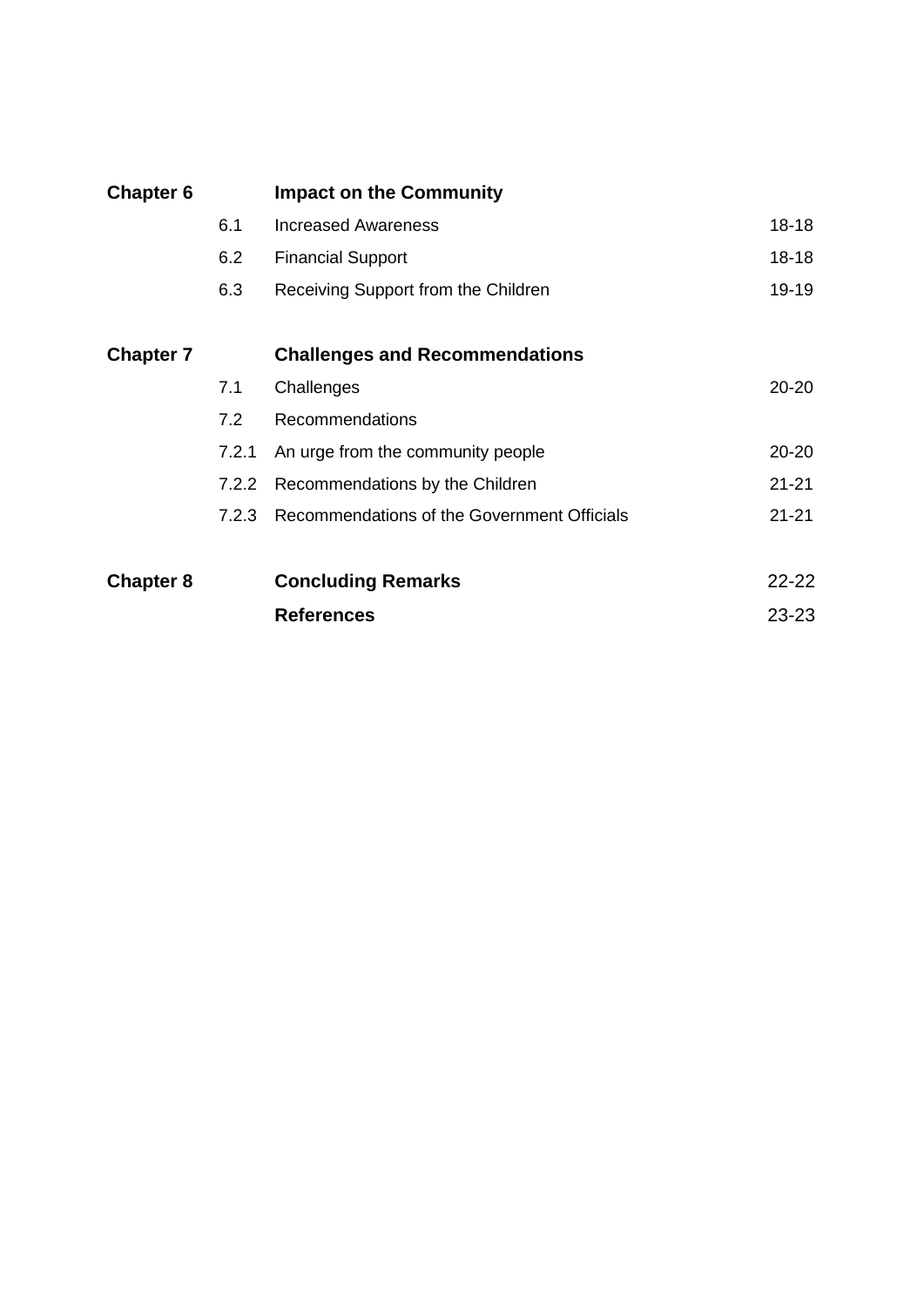| | | | |
|---|---|---|---|
| **Chapter 6** | | **Impact on the Community** | |
| | 6.1 | Increased Awareness | 18-18 |
| | 6.2 | Financial Support | 18-18 |
| | 6.3 | Receiving Support from the Children | 19-19 |
| **Chapter 7** | | **Challenges and Recommendations** | |
| | 7.1 | Challenges | 20-20 |
| | 7.2 | Recommendations | |
| | 7.2.1 | An urge from the community people | 20-20 |
| | 7.2.2 | Recommendations by the Children | 21-21 |
| | 7.2.3 | Recommendations of the Government Officials | 21-21 |
| **Chapter 8** | | **Concluding Remarks** | 22-22 |
| | | **References** | 23-23 |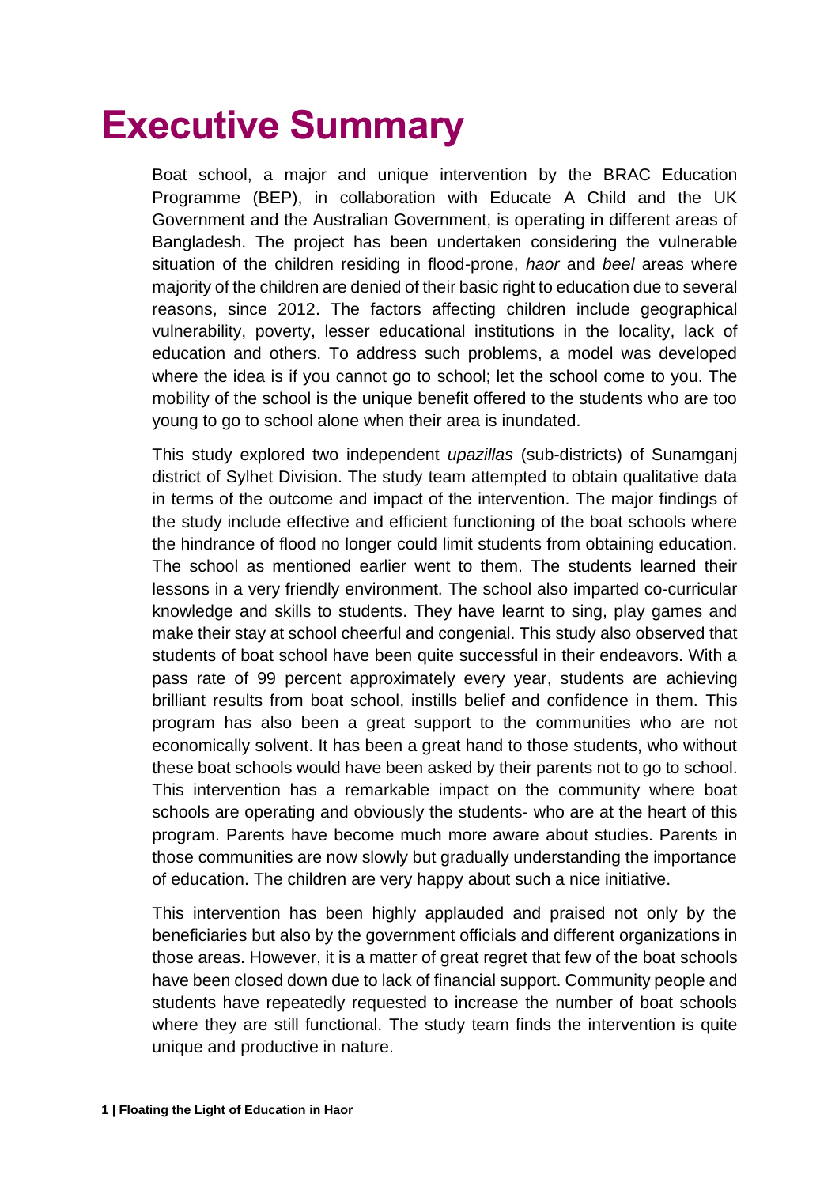# Executive Summary

Boat school, a major and unique intervention by the BRAC Education Programme (BEP), in collaboration with Educate A Child and the UK Government and the Australian Government, is operating in different areas of Bangladesh. The project has been undertaken considering the vulnerable situation of the children residing in flood-prone, *haor* and *beel* areas where majority of the children are denied of their basic right to education due to several reasons, since 2012. The factors affecting children include geographical vulnerability, poverty, lesser educational institutions in the locality, lack of education and others. To address such problems, a model was developed where the idea is if you cannot go to school; let the school come to you. The mobility of the school is the unique benefit offered to the students who are too young to go to school alone when their area is inundated.

This study explored two independent *upazillas* (sub-districts) of Sunamganj district of Sylhet Division. The study team attempted to obtain qualitative data in terms of the outcome and impact of the intervention. The major findings of the study include effective and efficient functioning of the boat schools where the hindrance of flood no longer could limit students from obtaining education. The school as mentioned earlier went to them. The students learned their lessons in a very friendly environment. The school also imparted co-curricular knowledge and skills to students. They have learnt to sing, play games and make their stay at school cheerful and congenial. This study also observed that students of boat school have been quite successful in their endeavors. With a pass rate of 99 percent approximately every year, students are achieving brilliant results from boat school, instills belief and confidence in them. This program has also been a great support to the communities who are not economically solvent. It has been a great hand to those students, who without these boat schools would have been asked by their parents not to go to school. This intervention has a remarkable impact on the community where boat schools are operating and obviously the students- who are at the heart of this program. Parents have become much more aware about studies. Parents in those communities are now slowly but gradually understanding the importance of education. The children are very happy about such a nice initiative.

This intervention has been highly applauded and praised not only by the beneficiaries but also by the government officials and different organizations in those areas. However, it is a matter of great regret that few of the boat schools have been closed down due to lack of financial support. Community people and students have repeatedly requested to increase the number of boat schools where they are still functional. The study team finds the intervention is quite unique and productive in nature.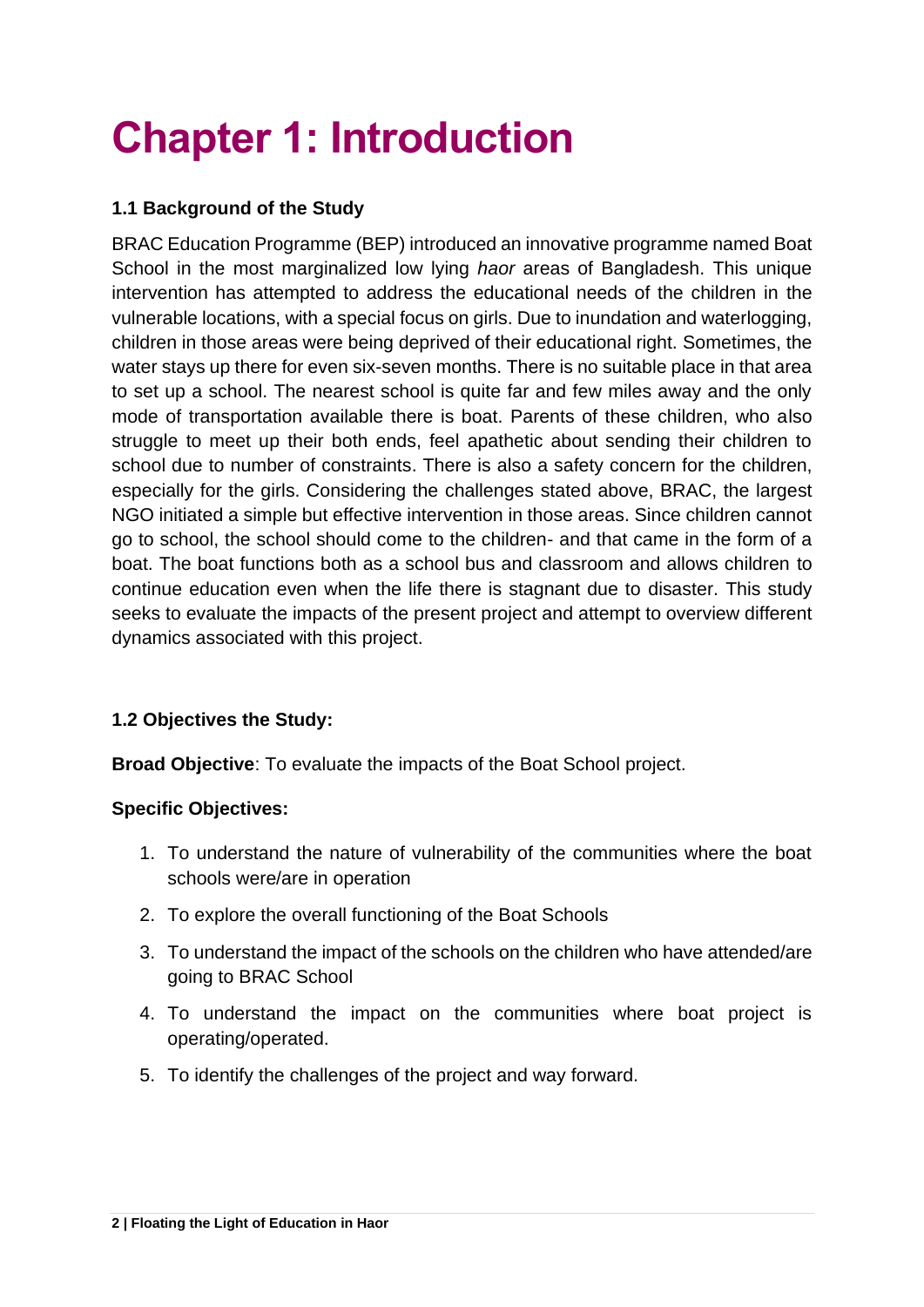# Chapter 1: Introduction

### 1.1 Background of the Study

BRAC Education Programme (BEP) introduced an innovative programme named Boat School in the most marginalized low lying *haor* areas of Bangladesh. This unique intervention has attempted to address the educational needs of the children in the vulnerable locations, with a special focus on girls. Due to inundation and waterlogging, children in those areas were being deprived of their educational right. Sometimes, the water stays up there for even six-seven months. There is no suitable place in that area to set up a school. The nearest school is quite far and few miles away and the only mode of transportation available there is boat. Parents of these children, who also struggle to meet up their both ends, feel apathetic about sending their children to school due to number of constraints. There is also a safety concern for the children, especially for the girls. Considering the challenges stated above, BRAC, the largest NGO initiated a simple but effective intervention in those areas. Since children cannot go to school, the school should come to the children- and that came in the form of a boat. The boat functions both as a school bus and classroom and allows children to continue education even when the life there is stagnant due to disaster. This study seeks to evaluate the impacts of the present project and attempt to overview different dynamics associated with this project.

### 1.2 Objectives the Study:

**Broad Objective**: To evaluate the impacts of the Boat School project.

**Specific Objectives:**

1. To understand the nature of vulnerability of the communities where the boat schools were/are in operation
2. To explore the overall functioning of the Boat Schools
3. To understand the impact of the schools on the children who have attended/are going to BRAC School
4. To understand the impact on the communities where boat project is operating/operated.
5. To identify the challenges of the project and way forward.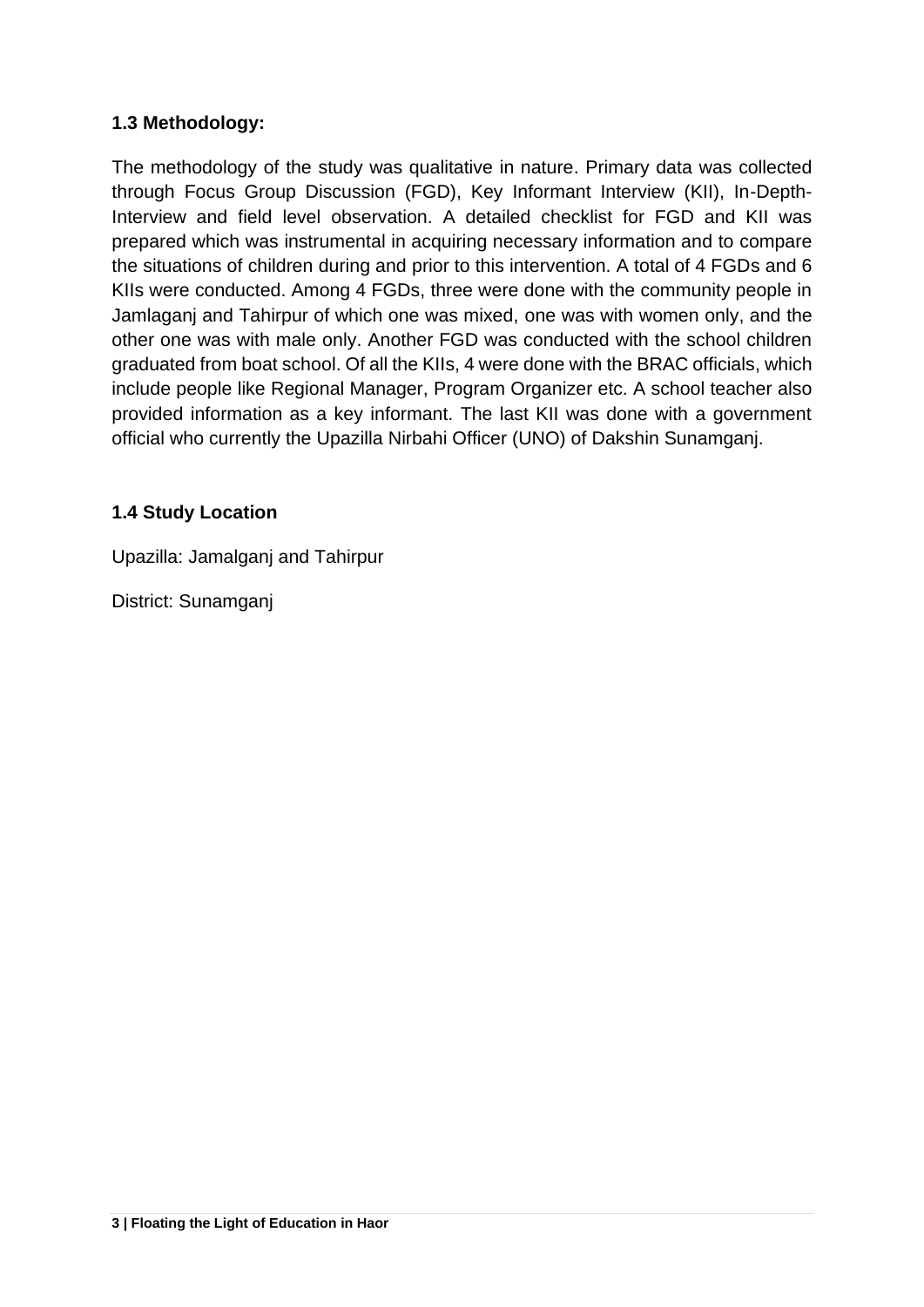### 1.3 Methodology:

The methodology of the study was qualitative in nature. Primary data was collected through Focus Group Discussion (FGD), Key Informant Interview (KII), In-Depth-Interview and field level observation. A detailed checklist for FGD and KII was prepared which was instrumental in acquiring necessary information and to compare the situations of children during and prior to this intervention. A total of 4 FGDs and 6 KIIs were conducted. Among 4 FGDs, three were done with the community people in Jamlaganj and Tahirpur of which one was mixed, one was with women only, and the other one was with male only. Another FGD was conducted with the school children graduated from boat school. Of all the KIIs, 4 were done with the BRAC officials, which include people like Regional Manager, Program Organizer etc. A school teacher also provided information as a key informant. The last KII was done with a government official who currently the Upazilla Nirbahi Officer (UNO) of Dakshin Sunamganj.

### 1.4 Study Location

Upazilla: Jamalganj and Tahirpur

District: Sunamganj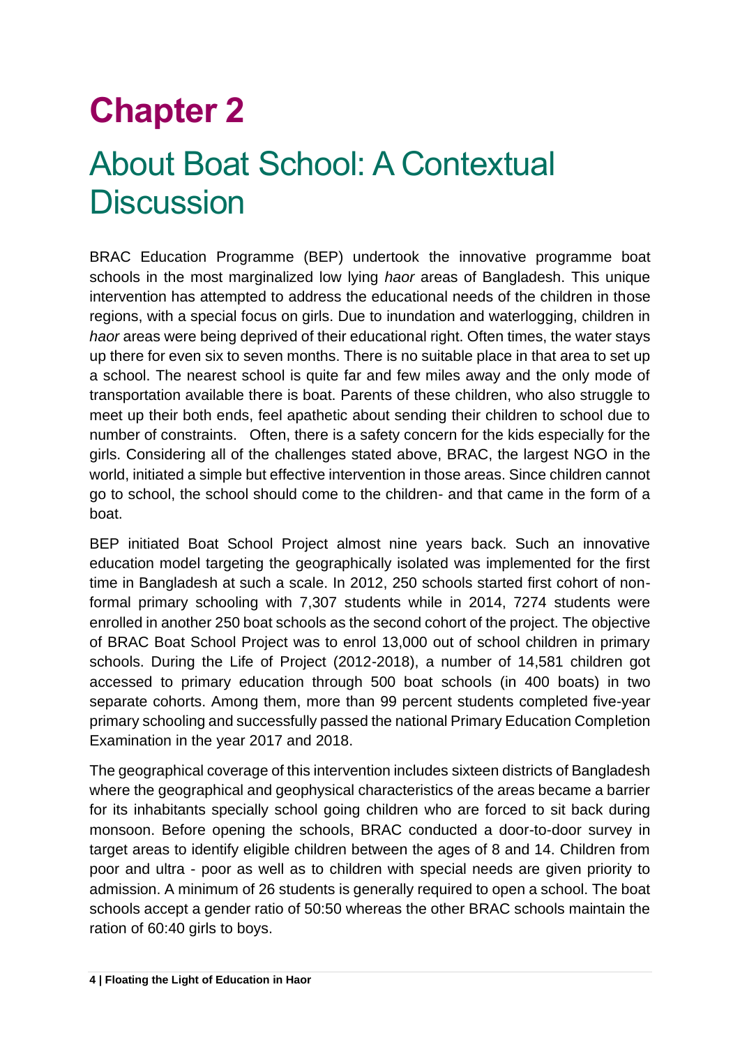# Chapter 2

## About Boat School: A Contextual Discussion

BRAC Education Programme (BEP) undertook the innovative programme boat schools in the most marginalized low lying *haor* areas of Bangladesh. This unique intervention has attempted to address the educational needs of the children in those regions, with a special focus on girls. Due to inundation and waterlogging, children in *haor* areas were being deprived of their educational right. Often times, the water stays up there for even six to seven months. There is no suitable place in that area to set up a school. The nearest school is quite far and few miles away and the only mode of transportation available there is boat. Parents of these children, who also struggle to meet up their both ends, feel apathetic about sending their children to school due to number of constraints. Often, there is a safety concern for the kids especially for the girls. Considering all of the challenges stated above, BRAC, the largest NGO in the world, initiated a simple but effective intervention in those areas. Since children cannot go to school, the school should come to the children- and that came in the form of a boat.

BEP initiated Boat School Project almost nine years back. Such an innovative education model targeting the geographically isolated was implemented for the first time in Bangladesh at such a scale. In 2012, 250 schools started first cohort of non-formal primary schooling with 7,307 students while in 2014, 7274 students were enrolled in another 250 boat schools as the second cohort of the project. The objective of BRAC Boat School Project was to enrol 13,000 out of school children in primary schools. During the Life of Project (2012-2018), a number of 14,581 children got accessed to primary education through 500 boat schools (in 400 boats) in two separate cohorts. Among them, more than 99 percent students completed five-year primary schooling and successfully passed the national Primary Education Completion Examination in the year 2017 and 2018.

The geographical coverage of this intervention includes sixteen districts of Bangladesh where the geographical and geophysical characteristics of the areas became a barrier for its inhabitants specially school going children who are forced to sit back during monsoon. Before opening the schools, BRAC conducted a door-to-door survey in target areas to identify eligible children between the ages of 8 and 14. Children from poor and ultra - poor as well as to children with special needs are given priority to admission. A minimum of 26 students is generally required to open a school. The boat schools accept a gender ratio of 50:50 whereas the other BRAC schools maintain the ration of 60:40 girls to boys.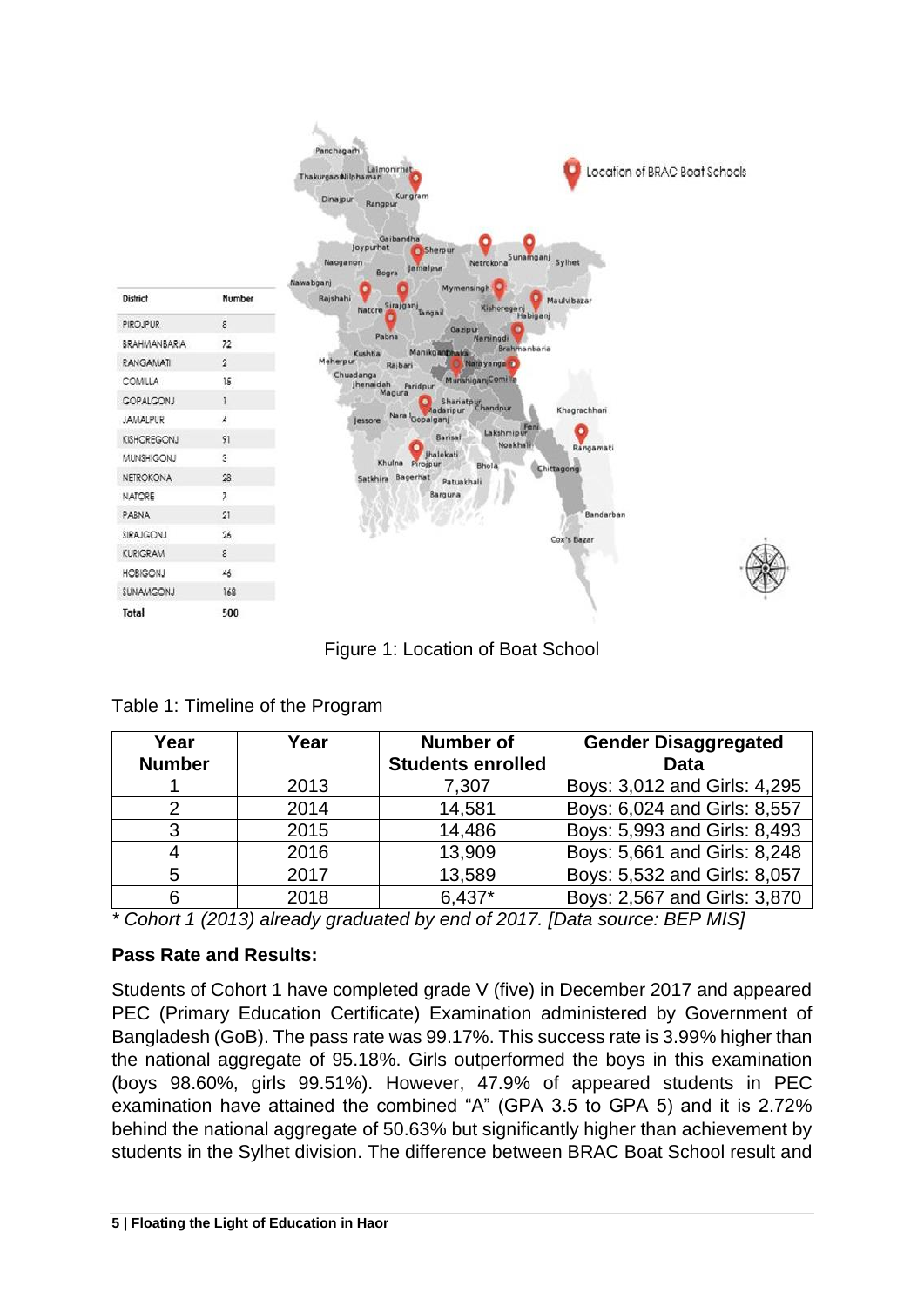| District | Number |
|---|---|
| PIROJPUR | 8 |
| BRAHMANBARIA | 72 |
| RANGAMATI | 2 |
| COMILLA | 15 |
| GOPALGONJ | 1 |
| JAMALPUR | 4 |
| KISHOREGONJ | 91 |
| MUNSHIGONJ | 3 |
| NETROKONA | 28 |
| NATORE | 7 |
| PABNA | 21 |
| SIRAJGONJ | 26 |
| KURIGRAM | 8 |
| HOBIGONJ | 46 |
| SUNAMGONJ | 168 |
| **Total** | **500** |

Figure 1: Location of Boat School

Table 1: Timeline of the Program

| Year Number | Year | Number of Students enrolled | Gender Disaggregated Data |
|---|---|---|---|
| 1 | 2013 | 7,307 | Boys: 3,012 and Girls: 4,295 |
| 2 | 2014 | 14,581 | Boys: 6,024 and Girls: 8,557 |
| 3 | 2015 | 14,486 | Boys: 5,993 and Girls: 8,493 |
| 4 | 2016 | 13,909 | Boys: 5,661 and Girls: 8,248 |
| 5 | 2017 | 13,589 | Boys: 5,532 and Girls: 8,057 |
| 6 | 2018 | 6,437* | Boys: 2,567 and Girls: 3,870 |

*\* Cohort 1 (2013) already graduated by end of 2017. [Data source: BEP MIS]*

**Pass Rate and Results:**

Students of Cohort 1 have completed grade V (five) in December 2017 and appeared PEC (Primary Education Certificate) Examination administered by Government of Bangladesh (GoB). The pass rate was 99.17%. This success rate is 3.99% higher than the national aggregate of 95.18%. Girls outperformed the boys in this examination (boys 98.60%, girls 99.51%). However, 47.9% of appeared students in PEC examination have attained the combined "A" (GPA 3.5 to GPA 5) and it is 2.72% behind the national aggregate of 50.63% but significantly higher than achievement by students in the Sylhet division. The difference between BRAC Boat School result and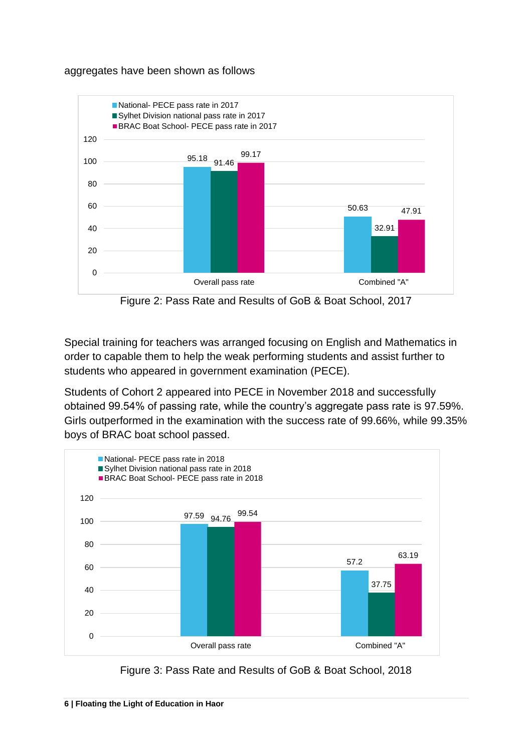aggregates have been shown as follows

| | National- PECE pass rate in 2017 | Sylhet Division national pass rate in 2017 | BRAC Boat School- PECE pass rate in 2017 |
|---|---|---|---|
| Overall pass rate | 95.18 | 91.46 | 99.17 |
| Combined "A" | 50.63 | 32.91 | 47.91 |

Figure 2: Pass Rate and Results of GoB & Boat School, 2017

Special training for teachers was arranged focusing on English and Mathematics in order to capable them to help the weak performing students and assist further to students who appeared in government examination (PECE).

Students of Cohort 2 appeared into PECE in November 2018 and successfully obtained 99.54% of passing rate, while the country's aggregate pass rate is 97.59%. Girls outperformed in the examination with the success rate of 99.66%, while 99.35% boys of BRAC boat school passed.

| | National- PECE pass rate in 2018 | Sylhet Division national pass rate in 2018 | BRAC Boat School- PECE pass rate in 2018 |
|---|---|---|---|
| Overall pass rate | 97.59 | 94.76 | 99.54 |
| Combined "A" | 57.2 | 37.75 | 63.19 |

Figure 3: Pass Rate and Results of GoB & Boat School, 2018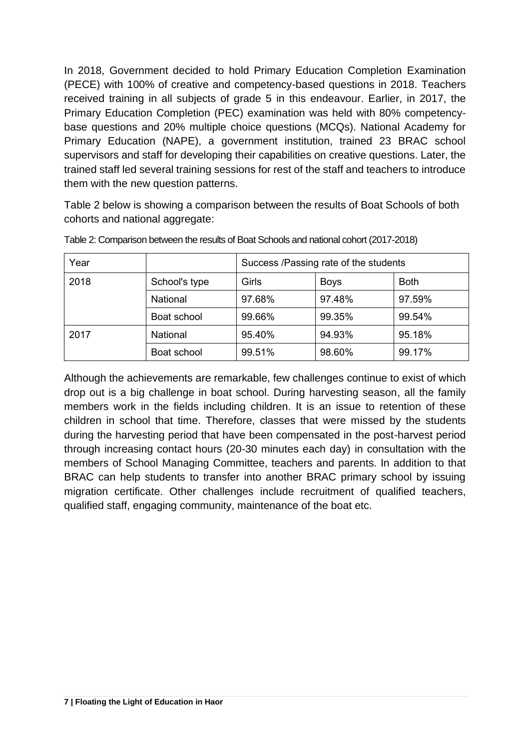In 2018, Government decided to hold Primary Education Completion Examination (PECE) with 100% of creative and competency-based questions in 2018. Teachers received training in all subjects of grade 5 in this endeavour. Earlier, in 2017, the Primary Education Completion (PEC) examination was held with 80% competency-base questions and 20% multiple choice questions (MCQs). National Academy for Primary Education (NAPE), a government institution, trained 23 BRAC school supervisors and staff for developing their capabilities on creative questions. Later, the trained staff led several training sessions for rest of the staff and teachers to introduce them with the new question patterns.

Table 2 below is showing a comparison between the results of Boat Schools of both cohorts and national aggregate:

Table 2: Comparison between the results of Boat Schools and national cohort (2017-2018)

| Year | | Success /Passing rate of the students | | |
|---|---|---|---|---|
| 2018 | School's type | Girls | Boys | Both |
| | National | 97.68% | 97.48% | 97.59% |
| | Boat school | 99.66% | 99.35% | 99.54% |
| 2017 | National | 95.40% | 94.93% | 95.18% |
| | Boat school | 99.51% | 98.60% | 99.17% |

Although the achievements are remarkable, few challenges continue to exist of which drop out is a big challenge in boat school. During harvesting season, all the family members work in the fields including children. It is an issue to retention of these children in school that time. Therefore, classes that were missed by the students during the harvesting period that have been compensated in the post-harvest period through increasing contact hours (20-30 minutes each day) in consultation with the members of School Managing Committee, teachers and parents. In addition to that BRAC can help students to transfer into another BRAC primary school by issuing migration certificate. Other challenges include recruitment of qualified teachers, qualified staff, engaging community, maintenance of the boat etc.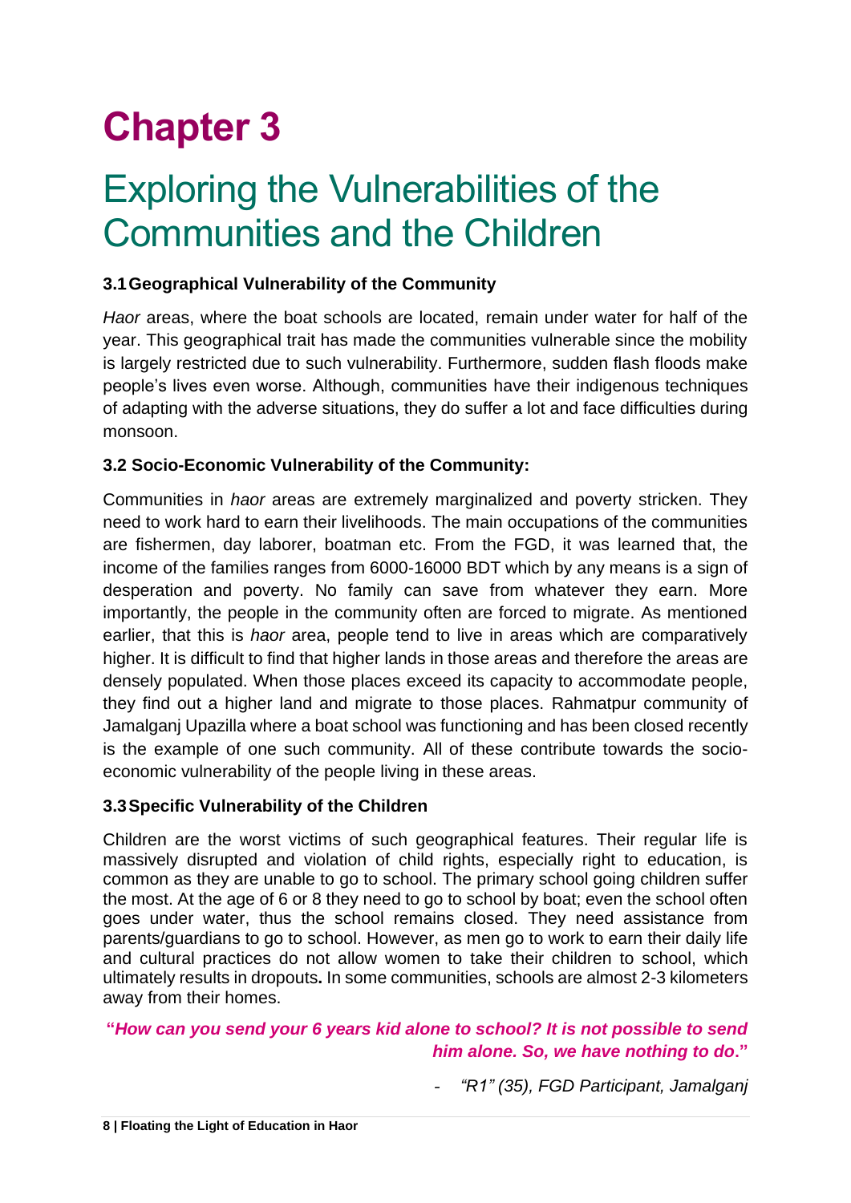# Chapter 3

# Exploring the Vulnerabilities of the Communities and the Children

### 3.1 Geographical Vulnerability of the Community

*Haor* areas, where the boat schools are located, remain under water for half of the year. This geographical trait has made the communities vulnerable since the mobility is largely restricted due to such vulnerability. Furthermore, sudden flash floods make people's lives even worse. Although, communities have their indigenous techniques of adapting with the adverse situations, they do suffer a lot and face difficulties during monsoon.

### 3.2 Socio-Economic Vulnerability of the Community:

Communities in *haor* areas are extremely marginalized and poverty stricken. They need to work hard to earn their livelihoods. The main occupations of the communities are fishermen, day laborer, boatman etc. From the FGD, it was learned that, the income of the families ranges from 6000-16000 BDT which by any means is a sign of desperation and poverty. No family can save from whatever they earn. More importantly, the people in the community often are forced to migrate. As mentioned earlier, that this is *haor* area, people tend to live in areas which are comparatively higher. It is difficult to find that higher lands in those areas and therefore the areas are densely populated. When those places exceed its capacity to accommodate people, they find out a higher land and migrate to those places. Rahmatpur community of Jamalganj Upazilla where a boat school was functioning and has been closed recently is the example of one such community. All of these contribute towards the socio-economic vulnerability of the people living in these areas.

### 3.3 Specific Vulnerability of the Children

Children are the worst victims of such geographical features. Their regular life is massively disrupted and violation of child rights, especially right to education, is common as they are unable to go to school. The primary school going children suffer the most. At the age of 6 or 8 they need to go to school by boat; even the school often goes under water, thus the school remains closed. They need assistance from parents/guardians to go to school. However, as men go to work to earn their daily life and cultural practices do not allow women to take their children to school, which ultimately results in dropouts. In some communities, schools are almost 2-3 kilometers away from their homes.

**"*How can you send your 6 years kid alone to school? It is not possible to send him alone. So, we have nothing to do*."**

- *"R1" (35), FGD Participant, Jamalganj*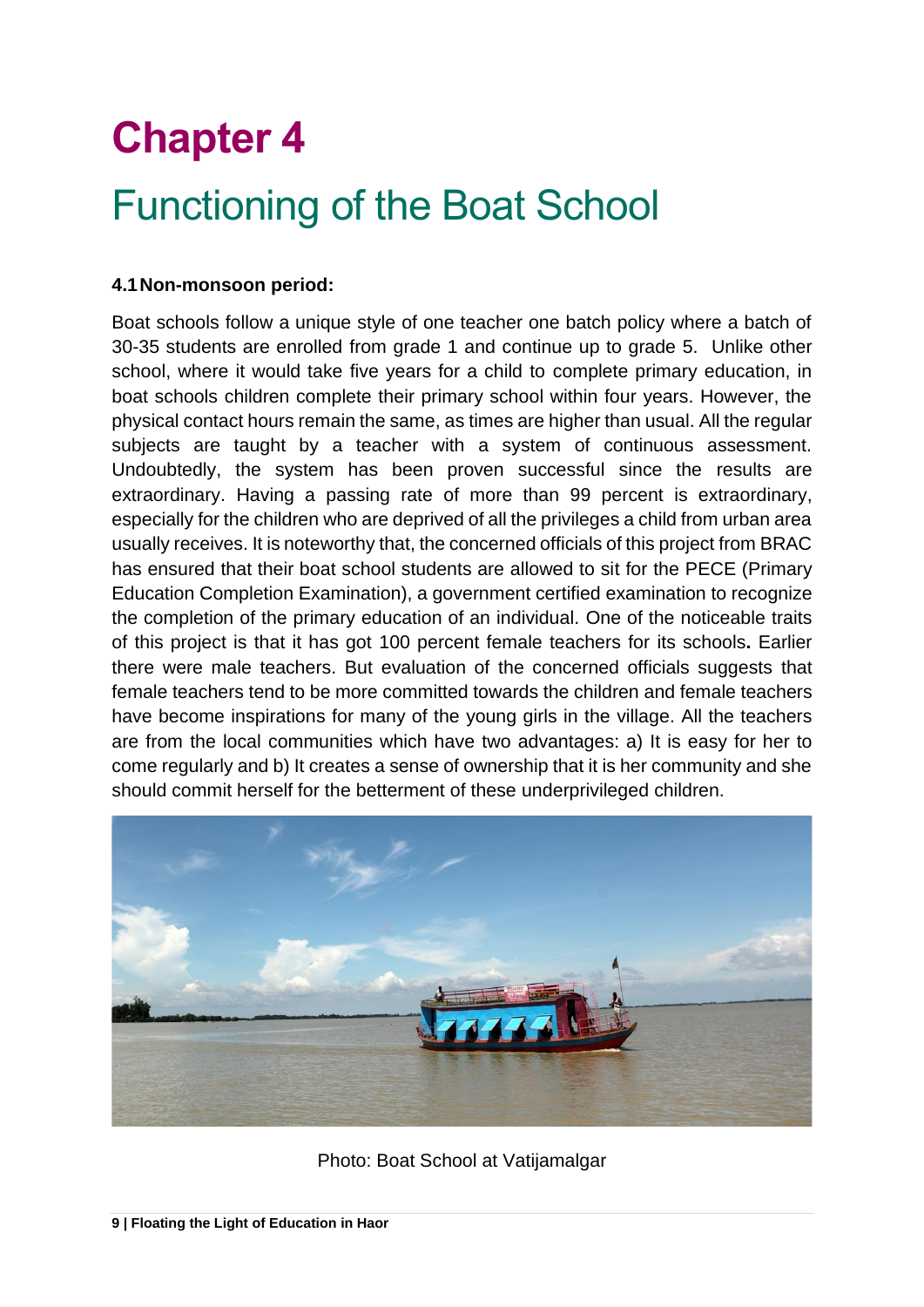# Chapter 4

# Functioning of the Boat School

### 4.1 Non-monsoon period:

Boat schools follow a unique style of one teacher one batch policy where a batch of 30-35 students are enrolled from grade 1 and continue up to grade 5. Unlike other school, where it would take five years for a child to complete primary education, in boat schools children complete their primary school within four years. However, the physical contact hours remain the same, as times are higher than usual. All the regular subjects are taught by a teacher with a system of continuous assessment. Undoubtedly, the system has been proven successful since the results are extraordinary. Having a passing rate of more than 99 percent is extraordinary, especially for the children who are deprived of all the privileges a child from urban area usually receives. It is noteworthy that, the concerned officials of this project from BRAC has ensured that their boat school students are allowed to sit for the PECE (Primary Education Completion Examination), a government certified examination to recognize the completion of the primary education of an individual. One of the noticeable traits of this project is that it has got 100 percent female teachers for its schools**.** Earlier there were male teachers. But evaluation of the concerned officials suggests that female teachers tend to be more committed towards the children and female teachers have become inspirations for many of the young girls in the village. All the teachers are from the local communities which have two advantages: a) It is easy for her to come regularly and b) It creates a sense of ownership that it is her community and she should commit herself for the betterment of these underprivileged children.

Photo: Boat School at Vatijamalgar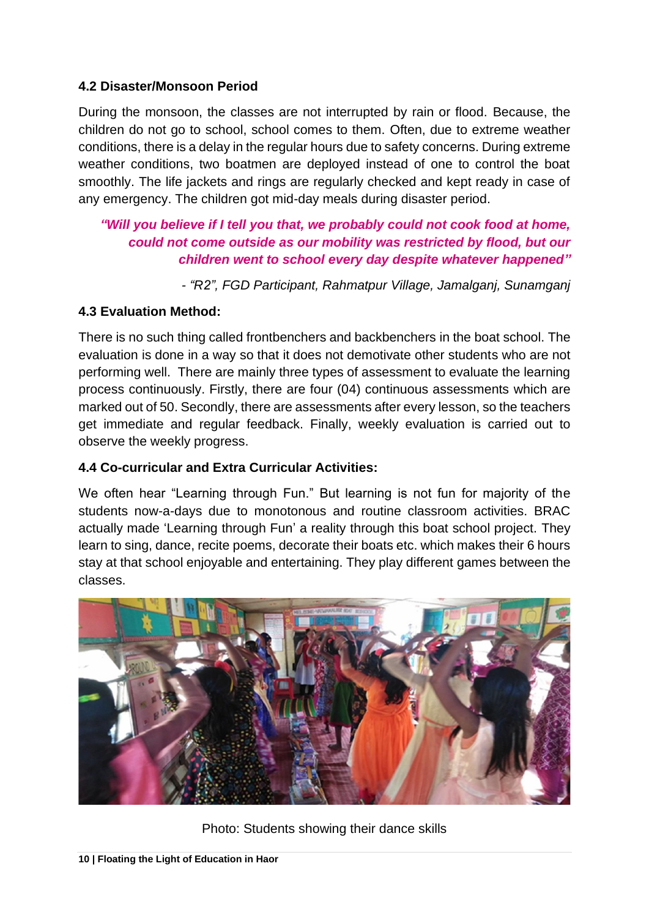### 4.2 Disaster/Monsoon Period

During the monsoon, the classes are not interrupted by rain or flood. Because, the children do not go to school, school comes to them. Often, due to extreme weather conditions, there is a delay in the regular hours due to safety concerns. During extreme weather conditions, two boatmen are deployed instead of one to control the boat smoothly. The life jackets and rings are regularly checked and kept ready in case of any emergency. The children got mid-day meals during disaster period.

> ***"Will you believe if I tell you that, we probably could not cook food at home, could not come outside as our mobility was restricted by flood, but our children went to school every day despite whatever happened"***
>
> *- "R2", FGD Participant, Rahmatpur Village, Jamalganj, Sunamganj*

### 4.3 Evaluation Method:

There is no such thing called frontbenchers and backbenchers in the boat school. The evaluation is done in a way so that it does not demotivate other students who are not performing well. There are mainly three types of assessment to evaluate the learning process continuously. Firstly, there are four (04) continuous assessments which are marked out of 50. Secondly, there are assessments after every lesson, so the teachers get immediate and regular feedback. Finally, weekly evaluation is carried out to observe the weekly progress.

### 4.4 Co-curricular and Extra Curricular Activities:

We often hear "Learning through Fun." But learning is not fun for majority of the students now-a-days due to monotonous and routine classroom activities. BRAC actually made 'Learning through Fun' a reality through this boat school project. They learn to sing, dance, recite poems, decorate their boats etc. which makes their 6 hours stay at that school enjoyable and entertaining. They play different games between the classes.

Photo: Students showing their dance skills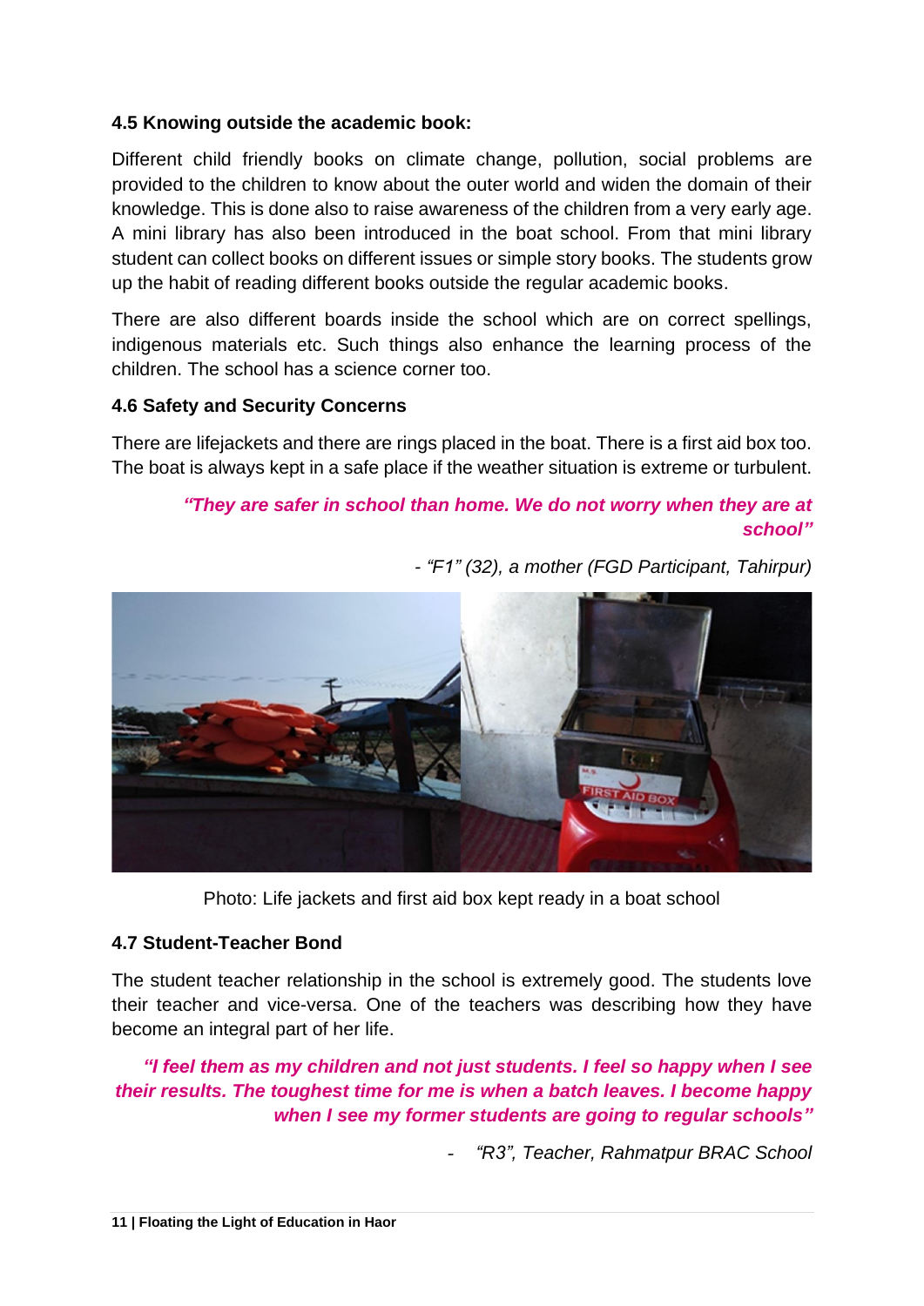**4.5 Knowing outside the academic book:**

Different child friendly books on climate change, pollution, social problems are provided to the children to know about the outer world and widen the domain of their knowledge. This is done also to raise awareness of the children from a very early age. A mini library has also been introduced in the boat school. From that mini library student can collect books on different issues or simple story books. The students grow up the habit of reading different books outside the regular academic books.

There are also different boards inside the school which are on correct spellings, indigenous materials etc. Such things also enhance the learning process of the children. The school has a science corner too.

**4.6 Safety and Security Concerns**

There are lifejackets and there are rings placed in the boat. There is a first aid box too. The boat is always kept in a safe place if the weather situation is extreme or turbulent.

***"They are safer in school than home. We do not worry when they are at school"***

*- "F1" (32), a mother (FGD Participant, Tahirpur)*

Photo: Life jackets and first aid box kept ready in a boat school

**4.7 Student-Teacher Bond**

The student teacher relationship in the school is extremely good. The students love their teacher and vice-versa. One of the teachers was describing how they have become an integral part of her life.

***"I feel them as my children and not just students. I feel so happy when I see their results. The toughest time for me is when a batch leaves. I become happy when I see my former students are going to regular schools"***

*- "R3", Teacher, Rahmatpur BRAC School*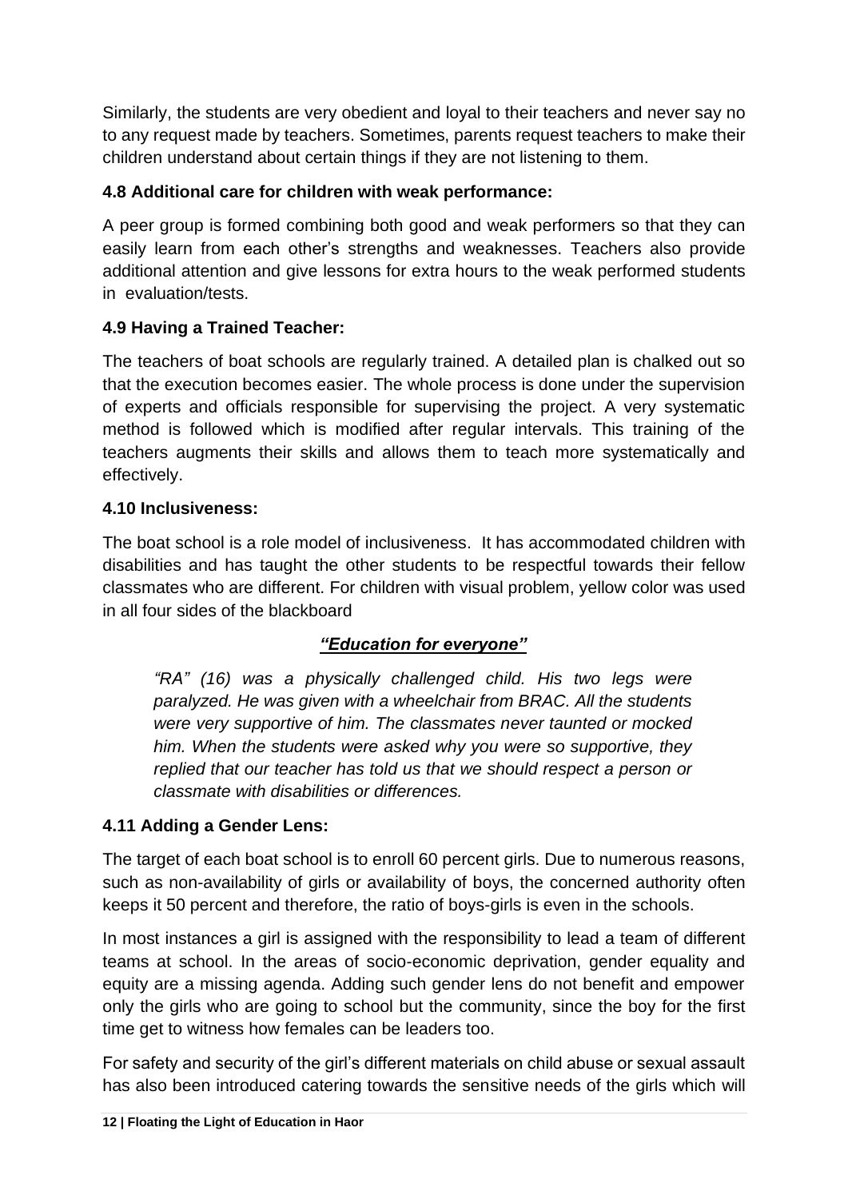Similarly, the students are very obedient and loyal to their teachers and never say no to any request made by teachers. Sometimes, parents request teachers to make their children understand about certain things if they are not listening to them.

### 4.8 Additional care for children with weak performance:

A peer group is formed combining both good and weak performers so that they can easily learn from each other's strengths and weaknesses. Teachers also provide additional attention and give lessons for extra hours to the weak performed students in evaluation/tests.

### 4.9 Having a Trained Teacher:

The teachers of boat schools are regularly trained. A detailed plan is chalked out so that the execution becomes easier. The whole process is done under the supervision of experts and officials responsible for supervising the project. A very systematic method is followed which is modified after regular intervals. This training of the teachers augments their skills and allows them to teach more systematically and effectively.

### 4.10 Inclusiveness:

The boat school is a role model of inclusiveness. It has accommodated children with disabilities and has taught the other students to be respectful towards their fellow classmates who are different. For children with visual problem, yellow color was used in all four sides of the blackboard

***"Education for everyone"***

*"RA" (16) was a physically challenged child. His two legs were paralyzed. He was given with a wheelchair from BRAC. All the students were very supportive of him. The classmates never taunted or mocked him. When the students were asked why you were so supportive, they replied that our teacher has told us that we should respect a person or classmate with disabilities or differences.*

### 4.11 Adding a Gender Lens:

The target of each boat school is to enroll 60 percent girls. Due to numerous reasons, such as non-availability of girls or availability of boys, the concerned authority often keeps it 50 percent and therefore, the ratio of boys-girls is even in the schools.

In most instances a girl is assigned with the responsibility to lead a team of different teams at school. In the areas of socio-economic deprivation, gender equality and equity are a missing agenda. Adding such gender lens do not benefit and empower only the girls who are going to school but the community, since the boy for the first time get to witness how females can be leaders too.

For safety and security of the girl's different materials on child abuse or sexual assault has also been introduced catering towards the sensitive needs of the girls which will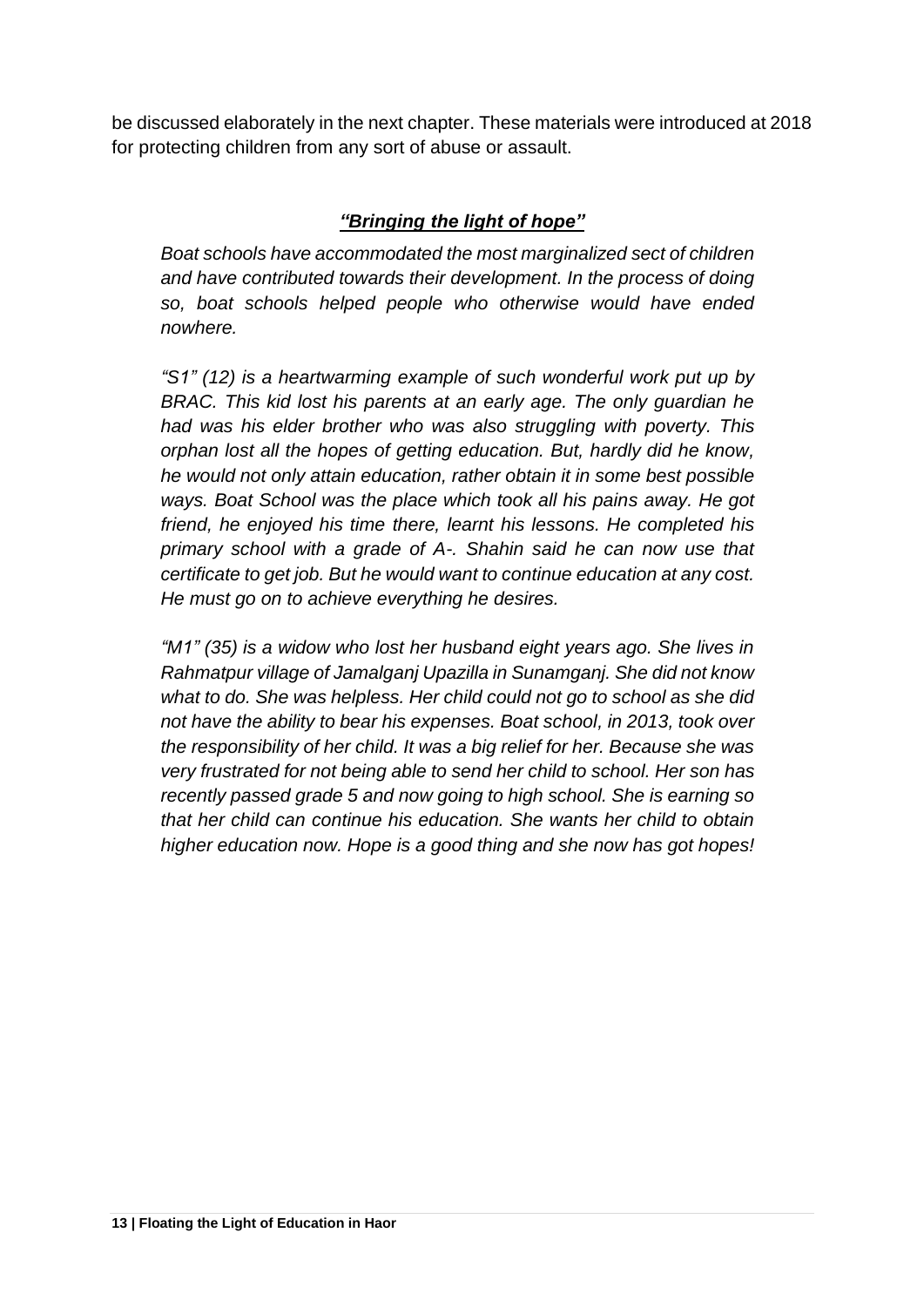be discussed elaborately in the next chapter. These materials were introduced at 2018 for protecting children from any sort of abuse or assault.

***"Bringing the light of hope"***

*Boat schools have accommodated the most marginalized sect of children and have contributed towards their development. In the process of doing so, boat schools helped people who otherwise would have ended nowhere.*

*"S1" (12) is a heartwarming example of such wonderful work put up by BRAC. This kid lost his parents at an early age. The only guardian he had was his elder brother who was also struggling with poverty. This orphan lost all the hopes of getting education. But, hardly did he know, he would not only attain education, rather obtain it in some best possible ways. Boat School was the place which took all his pains away. He got friend, he enjoyed his time there, learnt his lessons. He completed his primary school with a grade of A-. Shahin said he can now use that certificate to get job. But he would want to continue education at any cost. He must go on to achieve everything he desires.*

*"M1" (35) is a widow who lost her husband eight years ago. She lives in Rahmatpur village of Jamalganj Upazilla in Sunamganj. She did not know what to do. She was helpless. Her child could not go to school as she did not have the ability to bear his expenses. Boat school, in 2013, took over the responsibility of her child. It was a big relief for her. Because she was very frustrated for not being able to send her child to school. Her son has recently passed grade 5 and now going to high school. She is earning so that her child can continue his education. She wants her child to obtain higher education now. Hope is a good thing and she now has got hopes!*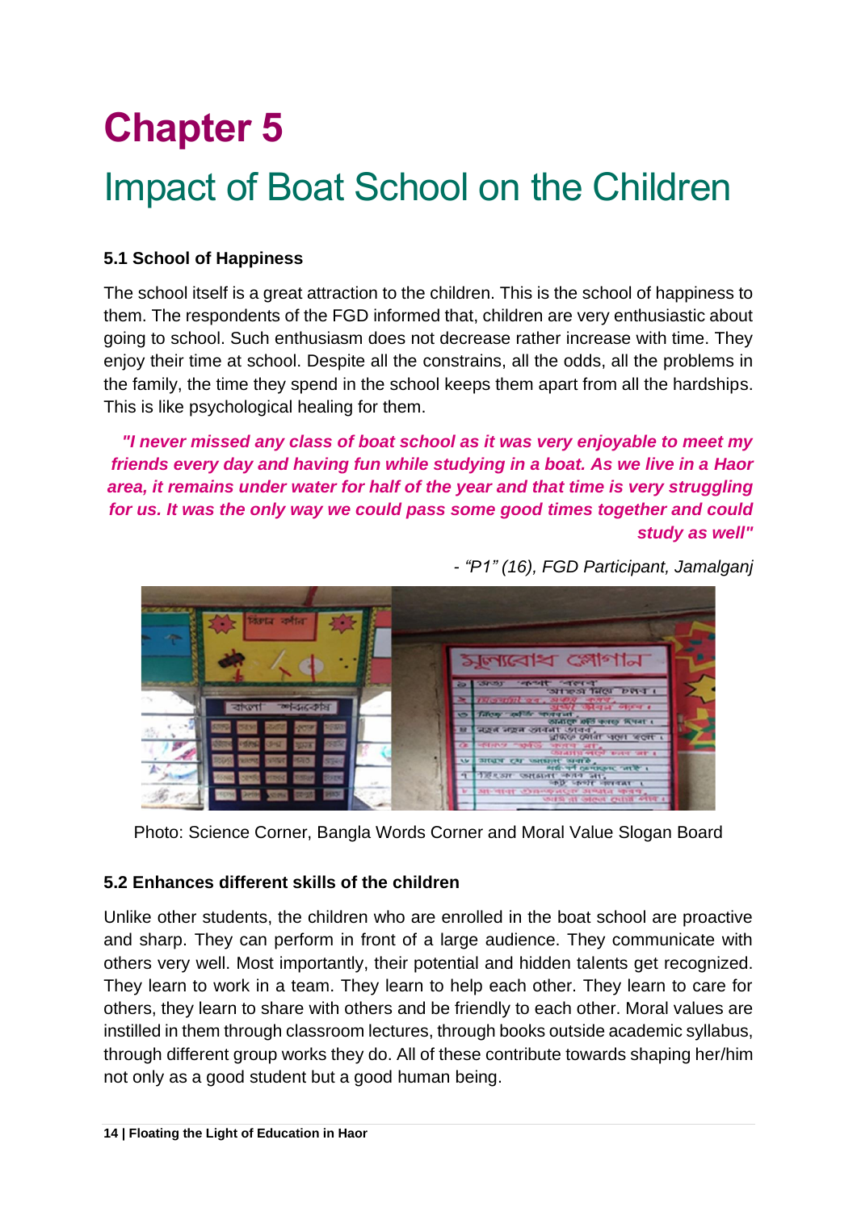# Chapter 5

# Impact of Boat School on the Children

### 5.1 School of Happiness

The school itself is a great attraction to the children. This is the school of happiness to them. The respondents of the FGD informed that, children are very enthusiastic about going to school. Such enthusiasm does not decrease rather increase with time. They enjoy their time at school. Despite all the constrains, all the odds, all the problems in the family, the time they spend in the school keeps them apart from all the hardships. This is like psychological healing for them.

> ***"I never missed any class of boat school as it was very enjoyable to meet my friends every day and having fun while studying in a boat. As we live in a Haor area, it remains under water for half of the year and that time is very struggling for us. It was the only way we could pass some good times together and could study as well"***
>
> *- "P1" (16), FGD Participant, Jamalganj*

Photo: Science Corner, Bangla Words Corner and Moral Value Slogan Board

### 5.2 Enhances different skills of the children

Unlike other students, the children who are enrolled in the boat school are proactive and sharp. They can perform in front of a large audience. They communicate with others very well. Most importantly, their potential and hidden talents get recognized. They learn to work in a team. They learn to help each other. They learn to care for others, they learn to share with others and be friendly to each other. Moral values are instilled in them through classroom lectures, through books outside academic syllabus, through different group works they do. All of these contribute towards shaping her/him not only as a good student but a good human being.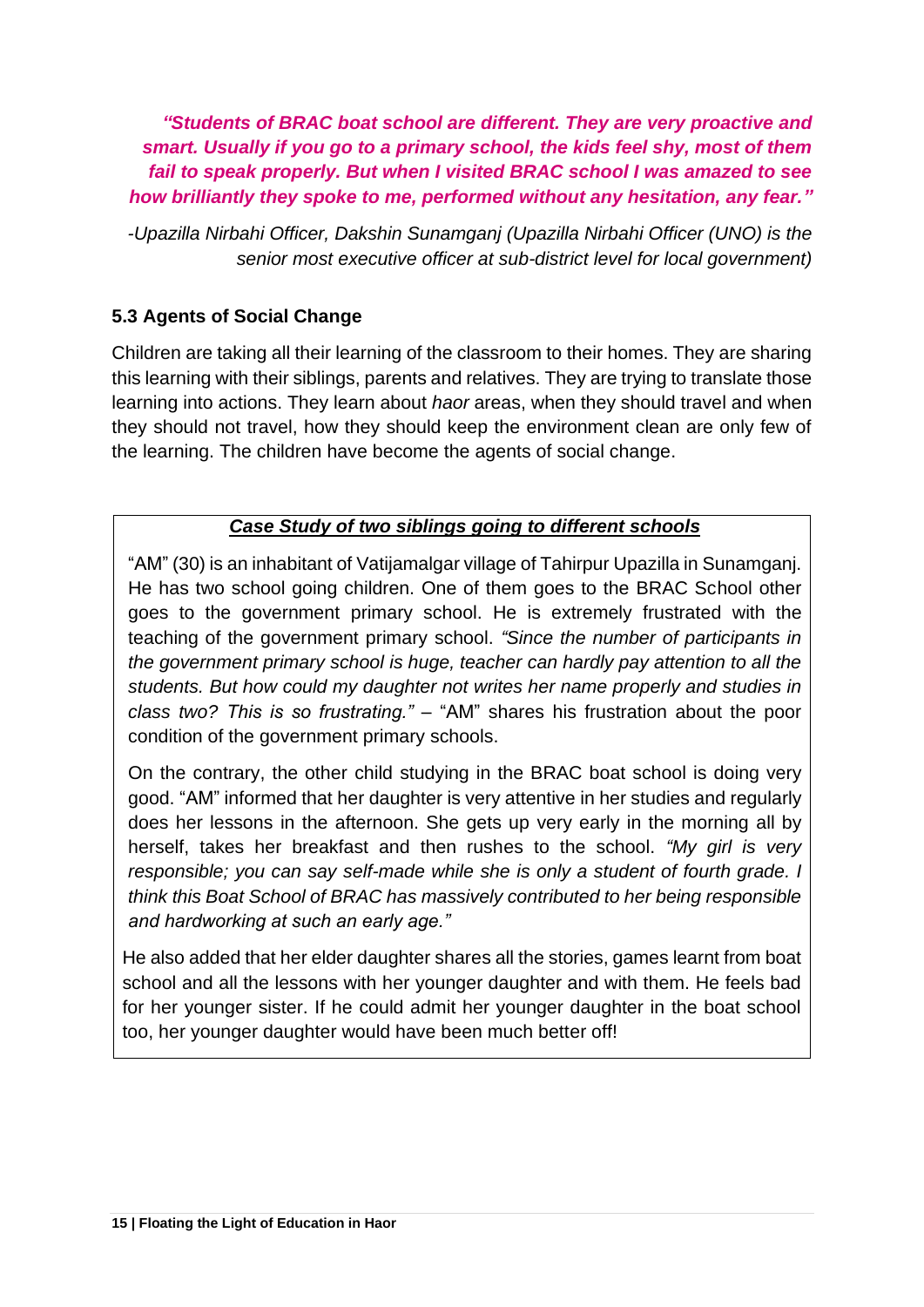***"Students of BRAC boat school are different. They are very proactive and smart. Usually if you go to a primary school, the kids feel shy, most of them fail to speak properly. But when I visited BRAC school I was amazed to see how brilliantly they spoke to me, performed without any hesitation, any fear."***

*-Upazilla Nirbahi Officer, Dakshin Sunamganj (Upazilla Nirbahi Officer (UNO) is the senior most executive officer at sub-district level for local government)*

### 5.3 Agents of Social Change

Children are taking all their learning of the classroom to their homes. They are sharing this learning with their siblings, parents and relatives. They are trying to translate those learning into actions. They learn about *haor* areas, when they should travel and when they should not travel, how they should keep the environment clean are only few of the learning. The children have become the agents of social change.

***Case Study of two siblings going to different schools***

"AM" (30) is an inhabitant of Vatijamalgar village of Tahirpur Upazilla in Sunamganj. He has two school going children. One of them goes to the BRAC School other goes to the government primary school. He is extremely frustrated with the teaching of the government primary school. *"Since the number of participants in the government primary school is huge, teacher can hardly pay attention to all the students. But how could my daughter not writes her name properly and studies in class two? This is so frustrating."* – "AM" shares his frustration about the poor condition of the government primary schools.

On the contrary, the other child studying in the BRAC boat school is doing very good. "AM" informed that her daughter is very attentive in her studies and regularly does her lessons in the afternoon. She gets up very early in the morning all by herself, takes her breakfast and then rushes to the school. *"My girl is very responsible; you can say self-made while she is only a student of fourth grade. I think this Boat School of BRAC has massively contributed to her being responsible and hardworking at such an early age."*

He also added that her elder daughter shares all the stories, games learnt from boat school and all the lessons with her younger daughter and with them. He feels bad for her younger sister. If he could admit her younger daughter in the boat school too, her younger daughter would have been much better off!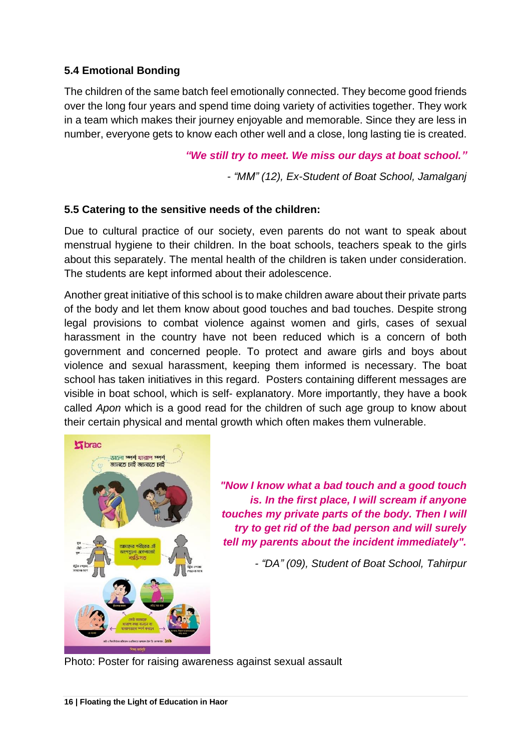### 5.4 Emotional Bonding

The children of the same batch feel emotionally connected. They become good friends over the long four years and spend time doing variety of activities together. They work in a team which makes their journey enjoyable and memorable. Since they are less in number, everyone gets to know each other well and a close, long lasting tie is created.

***"We still try to meet. We miss our days at boat school."***

*- "MM" (12), Ex-Student of Boat School, Jamalganj*

### 5.5 Catering to the sensitive needs of the children:

Due to cultural practice of our society, even parents do not want to speak about menstrual hygiene to their children. In the boat schools, teachers speak to the girls about this separately. The mental health of the children is taken under consideration. The students are kept informed about their adolescence.

Another great initiative of this school is to make children aware about their private parts of the body and let them know about good touches and bad touches. Despite strong legal provisions to combat violence against women and girls, cases of sexual harassment in the country have not been reduced which is a concern of both government and concerned people. To protect and aware girls and boys about violence and sexual harassment, keeping them informed is necessary. The boat school has taken initiatives in this regard. Posters containing different messages are visible in boat school, which is self- explanatory. More importantly, they have a book called *Apon* which is a good read for the children of such age group to know about their certain physical and mental growth which often makes them vulnerable.

***"Now I know what a bad touch and a good touch is. In the first place, I will scream if anyone touches my private parts of the body. Then I will try to get rid of the bad person and will surely tell my parents about the incident immediately".***

*- "DA" (09), Student of Boat School, Tahirpur*

Photo: Poster for raising awareness against sexual assault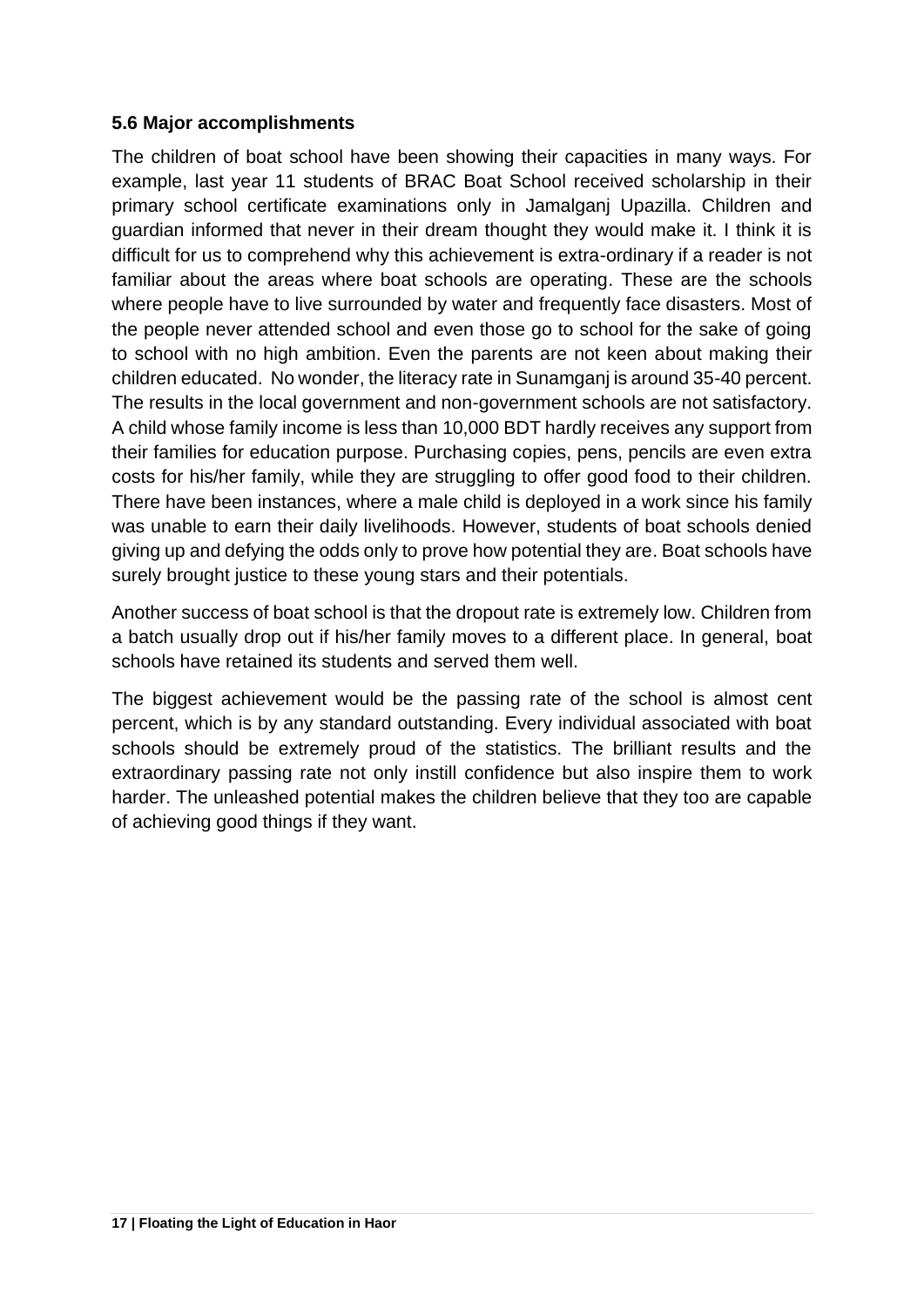### 5.6 Major accomplishments

The children of boat school have been showing their capacities in many ways. For example, last year 11 students of BRAC Boat School received scholarship in their primary school certificate examinations only in Jamalganj Upazilla. Children and guardian informed that never in their dream thought they would make it. I think it is difficult for us to comprehend why this achievement is extra-ordinary if a reader is not familiar about the areas where boat schools are operating. These are the schools where people have to live surrounded by water and frequently face disasters. Most of the people never attended school and even those go to school for the sake of going to school with no high ambition. Even the parents are not keen about making their children educated. No wonder, the literacy rate in Sunamganj is around 35-40 percent. The results in the local government and non-government schools are not satisfactory. A child whose family income is less than 10,000 BDT hardly receives any support from their families for education purpose. Purchasing copies, pens, pencils are even extra costs for his/her family, while they are struggling to offer good food to their children. There have been instances, where a male child is deployed in a work since his family was unable to earn their daily livelihoods. However, students of boat schools denied giving up and defying the odds only to prove how potential they are. Boat schools have surely brought justice to these young stars and their potentials.

Another success of boat school is that the dropout rate is extremely low. Children from a batch usually drop out if his/her family moves to a different place. In general, boat schools have retained its students and served them well.

The biggest achievement would be the passing rate of the school is almost cent percent, which is by any standard outstanding. Every individual associated with boat schools should be extremely proud of the statistics. The brilliant results and the extraordinary passing rate not only instill confidence but also inspire them to work harder. The unleashed potential makes the children believe that they too are capable of achieving good things if they want.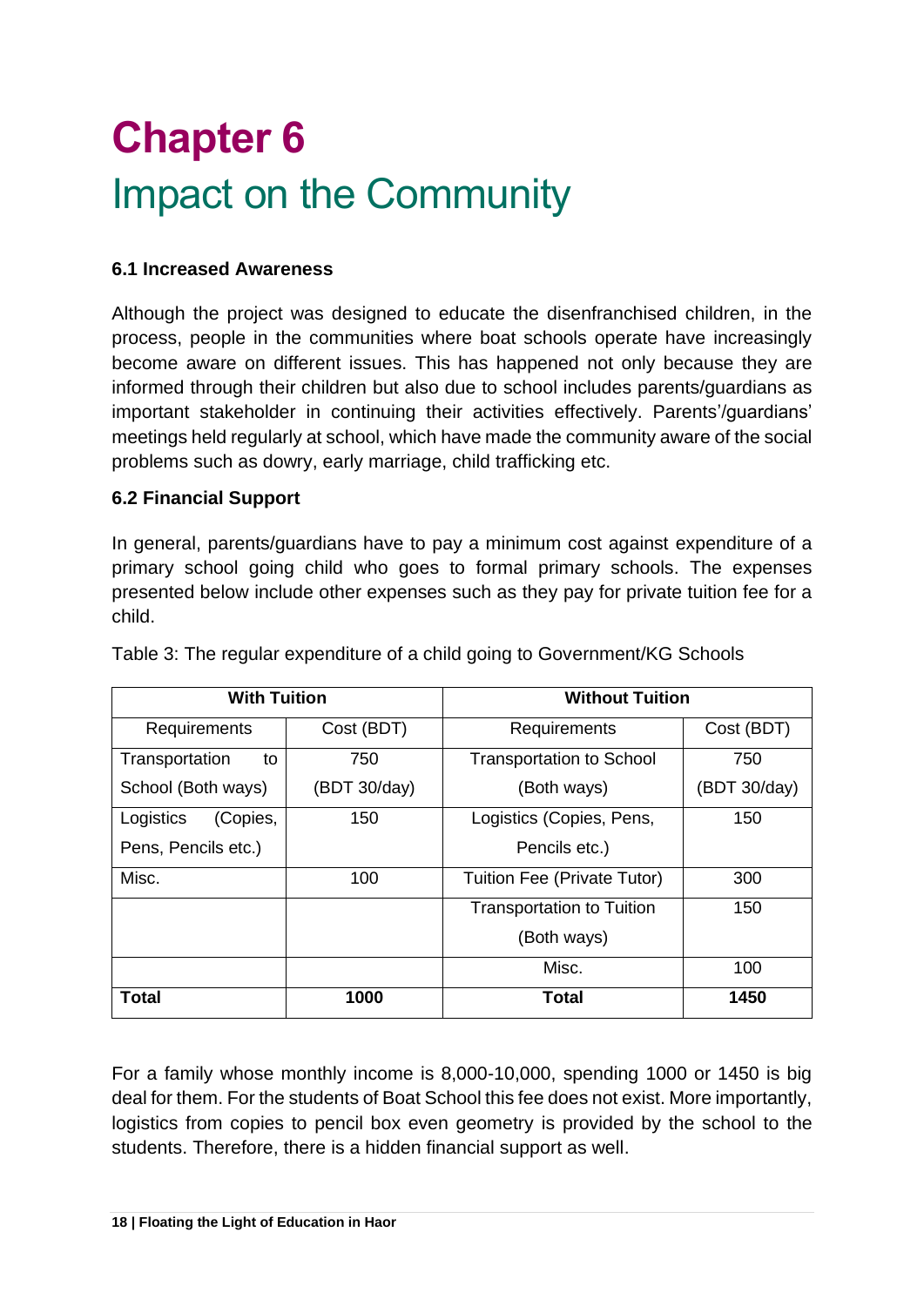# Chapter 6
# Impact on the Community

### 6.1 Increased Awareness

Although the project was designed to educate the disenfranchised children, in the process, people in the communities where boat schools operate have increasingly become aware on different issues. This has happened not only because they are informed through their children but also due to school includes parents/guardians as important stakeholder in continuing their activities effectively. Parents'/guardians' meetings held regularly at school, which have made the community aware of the social problems such as dowry, early marriage, child trafficking etc.

### 6.2 Financial Support

In general, parents/guardians have to pay a minimum cost against expenditure of a primary school going child who goes to formal primary schools. The expenses presented below include other expenses such as they pay for private tuition fee for a child.

Table 3: The regular expenditure of a child going to Government/KG Schools

| With Tuition | | Without Tuition | |
|---|---|---|---|
| Requirements | Cost (BDT) | Requirements | Cost (BDT) |
| Transportation to School (Both ways) | 750 (BDT 30/day) | Transportation to School (Both ways) | 750 (BDT 30/day) |
| Logistics (Copies, Pens, Pencils etc.) | 150 | Logistics (Copies, Pens, Pencils etc.) | 150 |
| Misc. | 100 | Tuition Fee (Private Tutor) | 300 |
| | | Transportation to Tuition (Both ways) | 150 |
| | | Misc. | 100 |
| **Total** | **1000** | **Total** | **1450** |

For a family whose monthly income is 8,000-10,000, spending 1000 or 1450 is big deal for them. For the students of Boat School this fee does not exist. More importantly, logistics from copies to pencil box even geometry is provided by the school to the students. Therefore, there is a hidden financial support as well.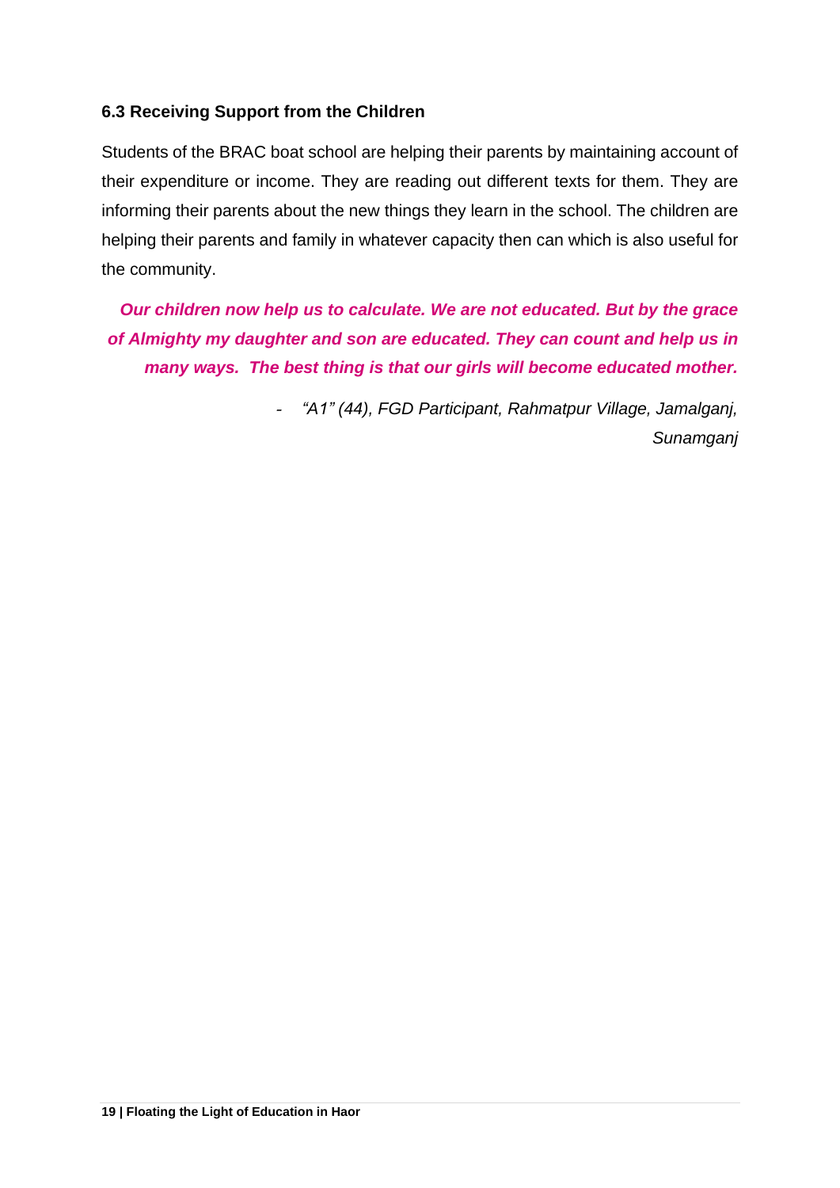### 6.3 Receiving Support from the Children

Students of the BRAC boat school are helping their parents by maintaining account of their expenditure or income. They are reading out different texts for them. They are informing their parents about the new things they learn in the school. The children are helping their parents and family in whatever capacity then can which is also useful for the community.

> ***Our children now help us to calculate. We are not educated. But by the grace of Almighty my daughter and son are educated. They can count and help us in many ways. The best thing is that our girls will become educated mother.***
>
> *- "A1" (44), FGD Participant, Rahmatpur Village, Jamalganj, Sunamganj*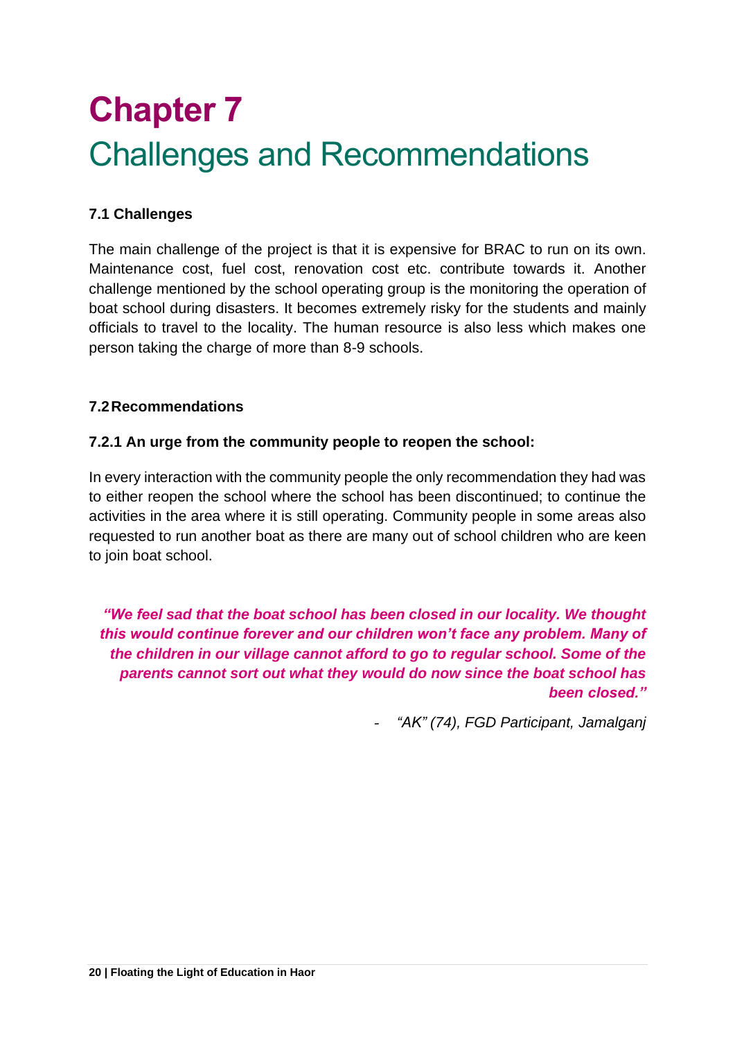# Chapter 7
# Challenges and Recommendations

### 7.1 Challenges

The main challenge of the project is that it is expensive for BRAC to run on its own. Maintenance cost, fuel cost, renovation cost etc. contribute towards it. Another challenge mentioned by the school operating group is the monitoring the operation of boat school during disasters. It becomes extremely risky for the students and mainly officials to travel to the locality. The human resource is also less which makes one person taking the charge of more than 8-9 schools.

### 7.2 Recommendations

#### 7.2.1 An urge from the community people to reopen the school:

In every interaction with the community people the only recommendation they had was to either reopen the school where the school has been discontinued; to continue the activities in the area where it is still operating. Community people in some areas also requested to run another boat as there are many out of school children who are keen to join boat school.

> ***"We feel sad that the boat school has been closed in our locality. We thought this would continue forever and our children won't face any problem. Many of the children in our village cannot afford to go to regular school. Some of the parents cannot sort out what they would do now since the boat school has been closed."***
>
> - *"AK" (74), FGD Participant, Jamalganj*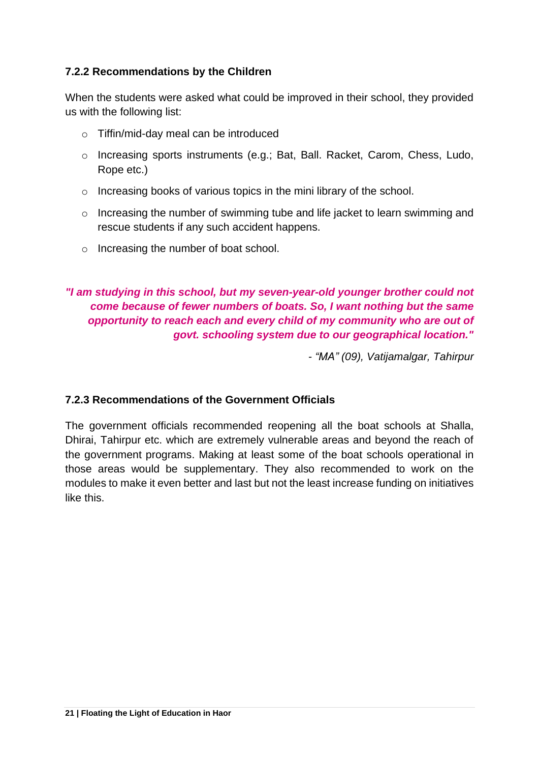#### 7.2.2 Recommendations by the Children

When the students were asked what could be improved in their school, they provided us with the following list:

- Tiffin/mid-day meal can be introduced
- Increasing sports instruments (e.g.; Bat, Ball. Racket, Carom, Chess, Ludo, Rope etc.)
- Increasing books of various topics in the mini library of the school.
- Increasing the number of swimming tube and life jacket to learn swimming and rescue students if any such accident happens.
- Increasing the number of boat school.

***"I am studying in this school, but my seven-year-old younger brother could not come because of fewer numbers of boats. So, I want nothing but the same opportunity to reach each and every child of my community who are out of govt. schooling system due to our geographical location."***

*- "MA" (09), Vatijamalgar, Tahirpur*

#### 7.2.3 Recommendations of the Government Officials

The government officials recommended reopening all the boat schools at Shalla, Dhirai, Tahirpur etc. which are extremely vulnerable areas and beyond the reach of the government programs. Making at least some of the boat schools operational in those areas would be supplementary. They also recommended to work on the modules to make it even better and last but not the least increase funding on initiatives like this.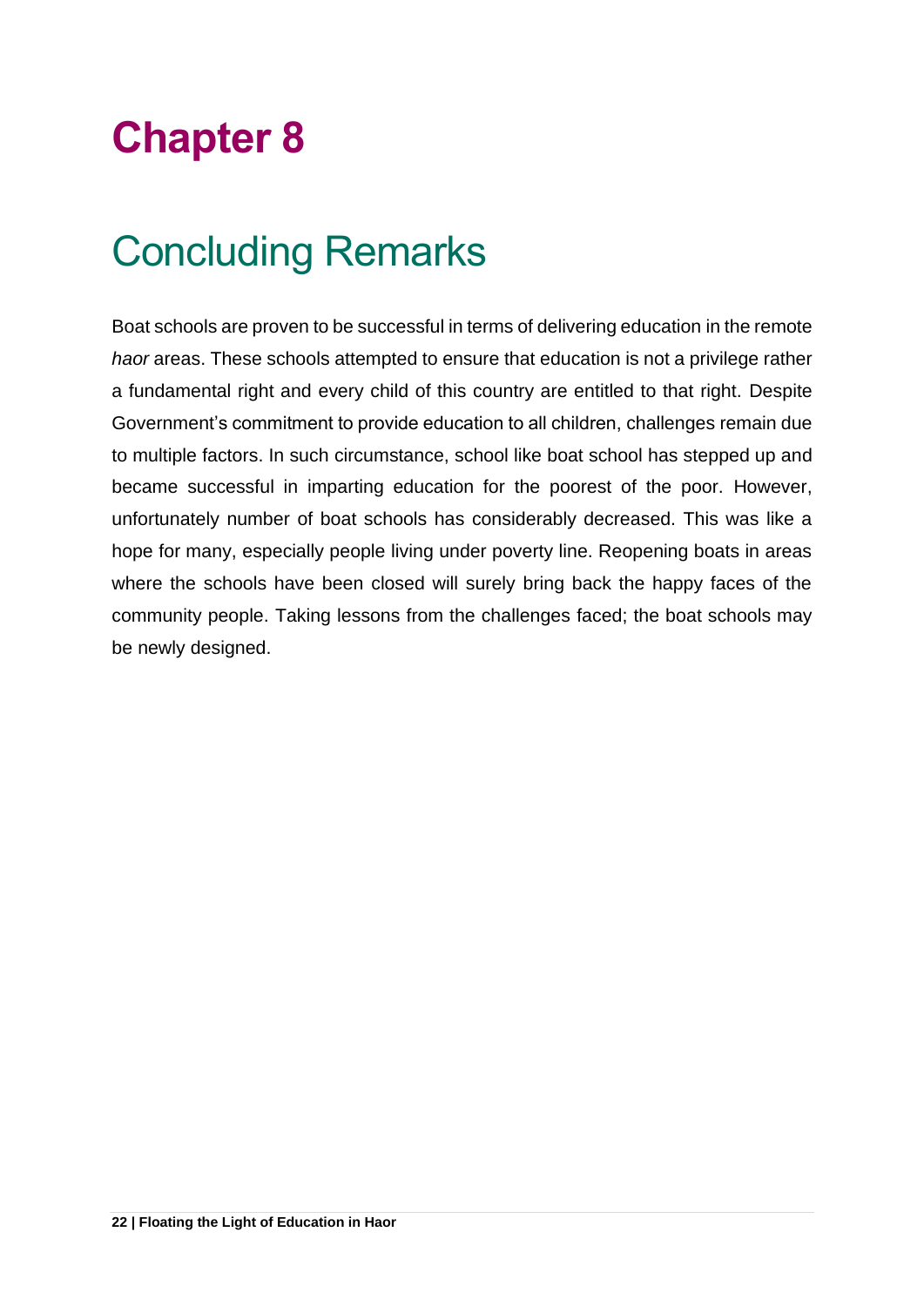# Chapter 8

## Concluding Remarks

Boat schools are proven to be successful in terms of delivering education in the remote *haor* areas. These schools attempted to ensure that education is not a privilege rather a fundamental right and every child of this country are entitled to that right. Despite Government's commitment to provide education to all children, challenges remain due to multiple factors. In such circumstance, school like boat school has stepped up and became successful in imparting education for the poorest of the poor. However, unfortunately number of boat schools has considerably decreased. This was like a hope for many, especially people living under poverty line. Reopening boats in areas where the schools have been closed will surely bring back the happy faces of the community people. Taking lessons from the challenges faced; the boat schools may be newly designed.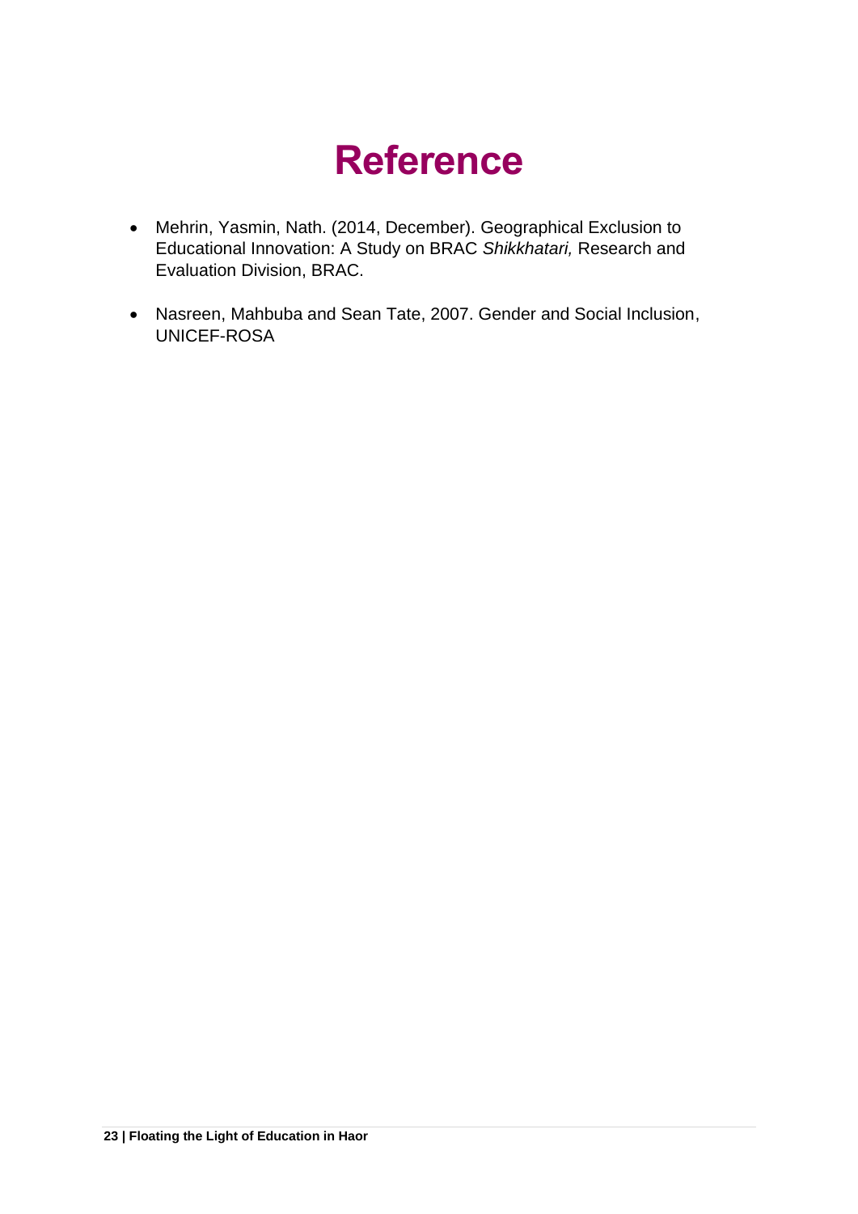# Reference

- Mehrin, Yasmin, Nath. (2014, December). Geographical Exclusion to Educational Innovation: A Study on BRAC *Shikkhatari,* Research and Evaluation Division, BRAC.

- Nasreen, Mahbuba and Sean Tate, 2007. Gender and Social Inclusion, UNICEF-ROSA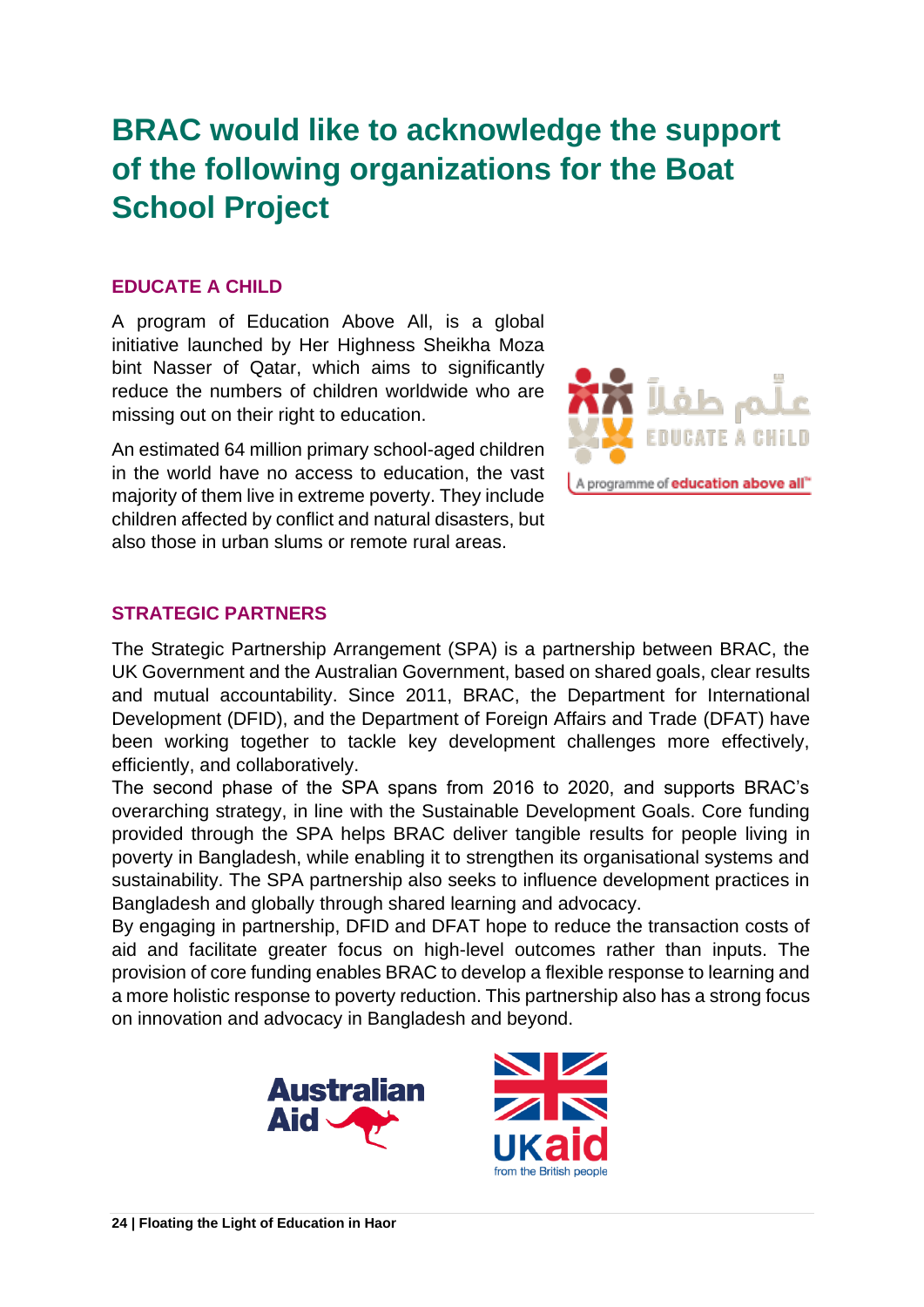# BRAC would like to acknowledge the support of the following organizations for the Boat School Project

## EDUCATE A CHILD

A program of Education Above All, is a global initiative launched by Her Highness Sheikha Moza bint Nasser of Qatar, which aims to significantly reduce the numbers of children worldwide who are missing out on their right to education.

An estimated 64 million primary school-aged children in the world have no access to education, the vast majority of them live in extreme poverty. They include children affected by conflict and natural disasters, but also those in urban slums or remote rural areas.

## STRATEGIC PARTNERS

The Strategic Partnership Arrangement (SPA) is a partnership between BRAC, the UK Government and the Australian Government, based on shared goals, clear results and mutual accountability. Since 2011, BRAC, the Department for International Development (DFID), and the Department of Foreign Affairs and Trade (DFAT) have been working together to tackle key development challenges more effectively, efficiently, and collaboratively.

The second phase of the SPA spans from 2016 to 2020, and supports BRAC's overarching strategy, in line with the Sustainable Development Goals. Core funding provided through the SPA helps BRAC deliver tangible results for people living in poverty in Bangladesh, while enabling it to strengthen its organisational systems and sustainability. The SPA partnership also seeks to influence development practices in Bangladesh and globally through shared learning and advocacy.

By engaging in partnership, DFID and DFAT hope to reduce the transaction costs of aid and facilitate greater focus on high-level outcomes rather than inputs. The provision of core funding enables BRAC to develop a flexible response to learning and a more holistic response to poverty reduction. This partnership also has a strong focus on innovation and advocacy in Bangladesh and beyond.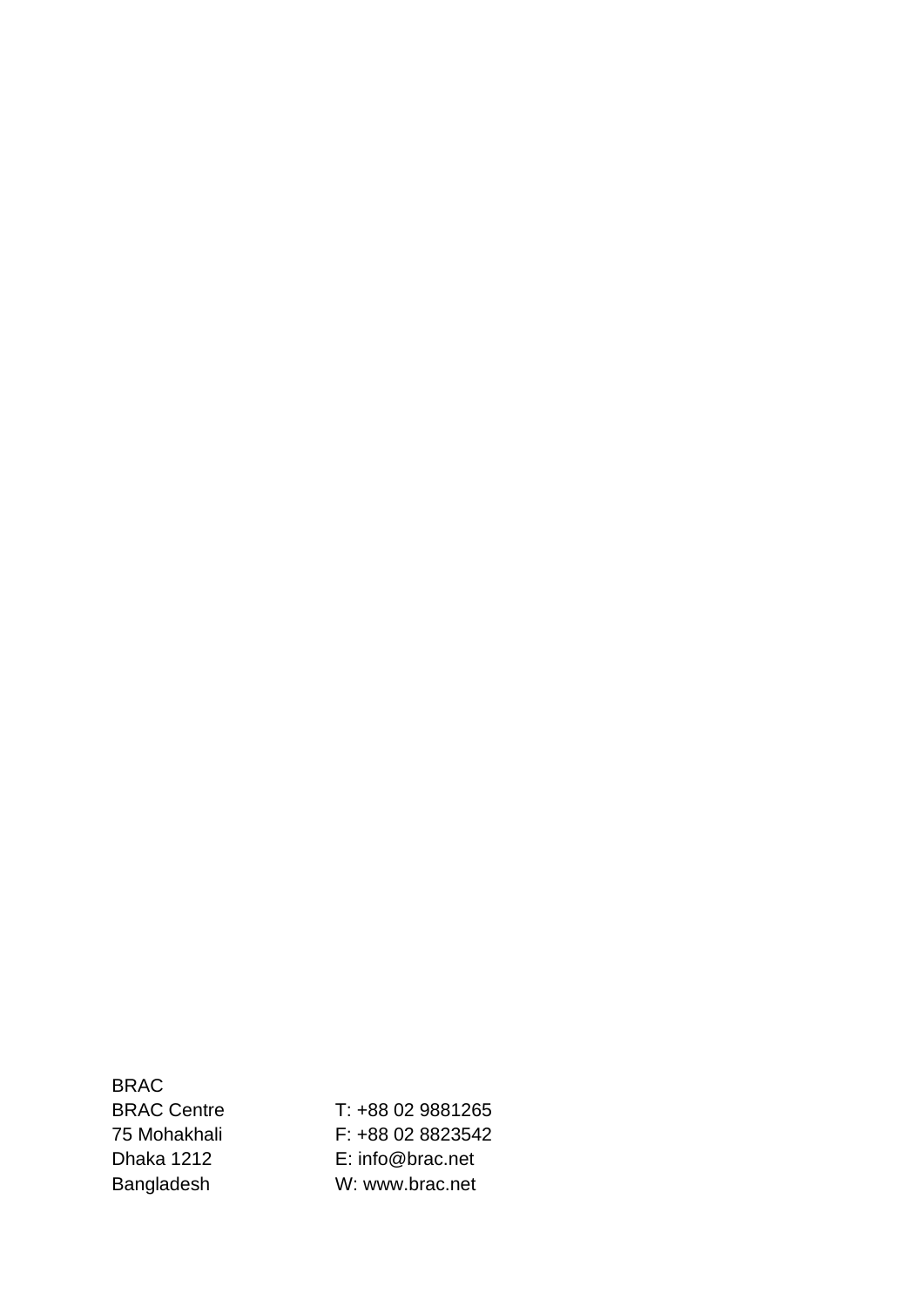BRAC
BRAC Centre
75 Mohakhali
Dhaka 1212
Bangladesh

T: +88 02 9881265
F: +88 02 8823542
E: info@brac.net
W: www.brac.net